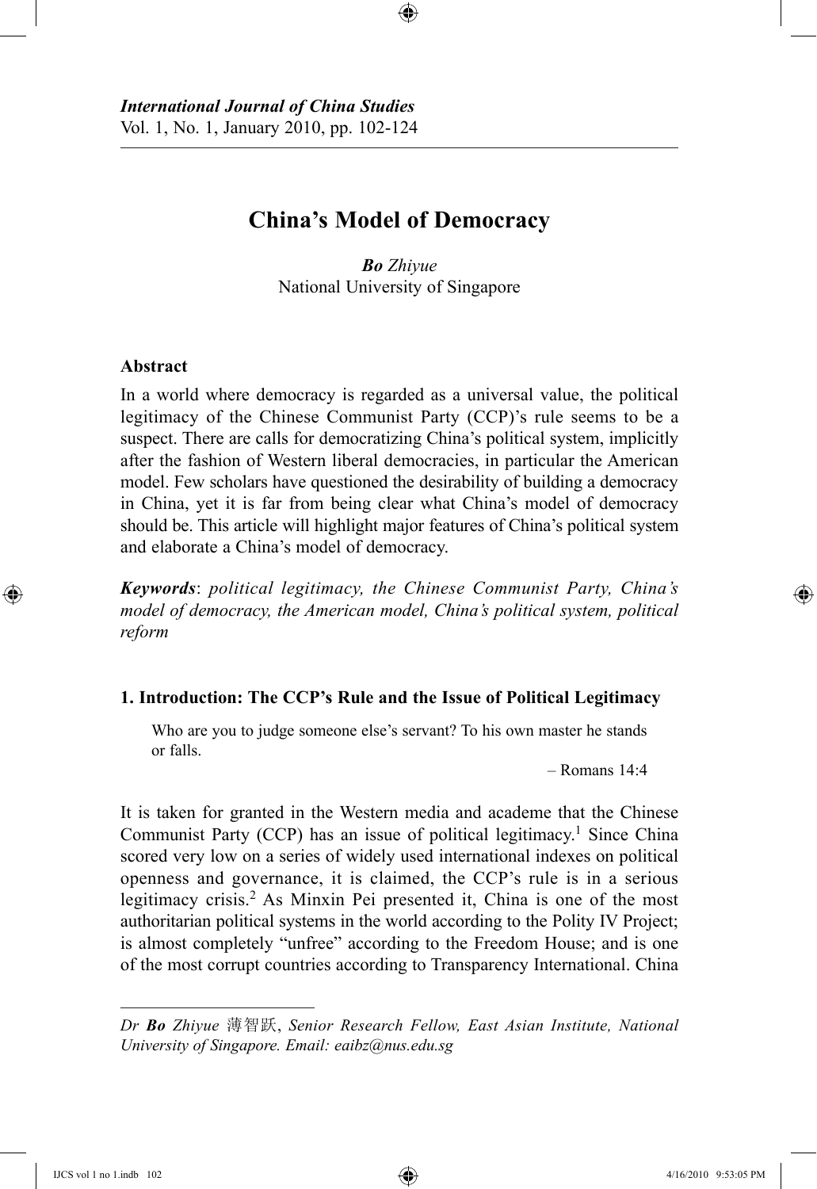*International Journal of China Studies*
Vol. 1, No. 1, January 2010, pp. 102-124

# China's Model of Democracy

***Bo** Zhiyue*
National University of Singapore

## Abstract

In a world where democracy is regarded as a universal value, the political legitimacy of the Chinese Communist Party (CCP)'s rule seems to be a suspect. There are calls for democratizing China's political system, implicitly after the fashion of Western liberal democracies, in particular the American model. Few scholars have questioned the desirability of building a democracy in China, yet it is far from being clear what China's model of democracy should be. This article will highlight major features of China's political system and elaborate a China's model of democracy.

***Keywords***: *political legitimacy, the Chinese Communist Party, China's model of democracy, the American model, China's political system, political reform*

## 1. Introduction: The CCP's Rule and the Issue of Political Legitimacy

> Who are you to judge someone else's servant? To his own master he stands or falls.
>
> – Romans 14:4

It is taken for granted in the Western media and academe that the Chinese Communist Party (CCP) has an issue of political legitimacy.[1] Since China scored very low on a series of widely used international indexes on political openness and governance, it is claimed, the CCP's rule is in a serious legitimacy crisis.[2] As Minxin Pei presented it, China is one of the most authoritarian political systems in the world according to the Polity IV Project; is almost completely "unfree" according to the Freedom House; and is one of the most corrupt countries according to Transparency International. China

---

*Dr **Bo** Zhiyue 薄智跃, Senior Research Fellow, East Asian Institute, National University of Singapore. Email: eaibz@nus.edu.sg*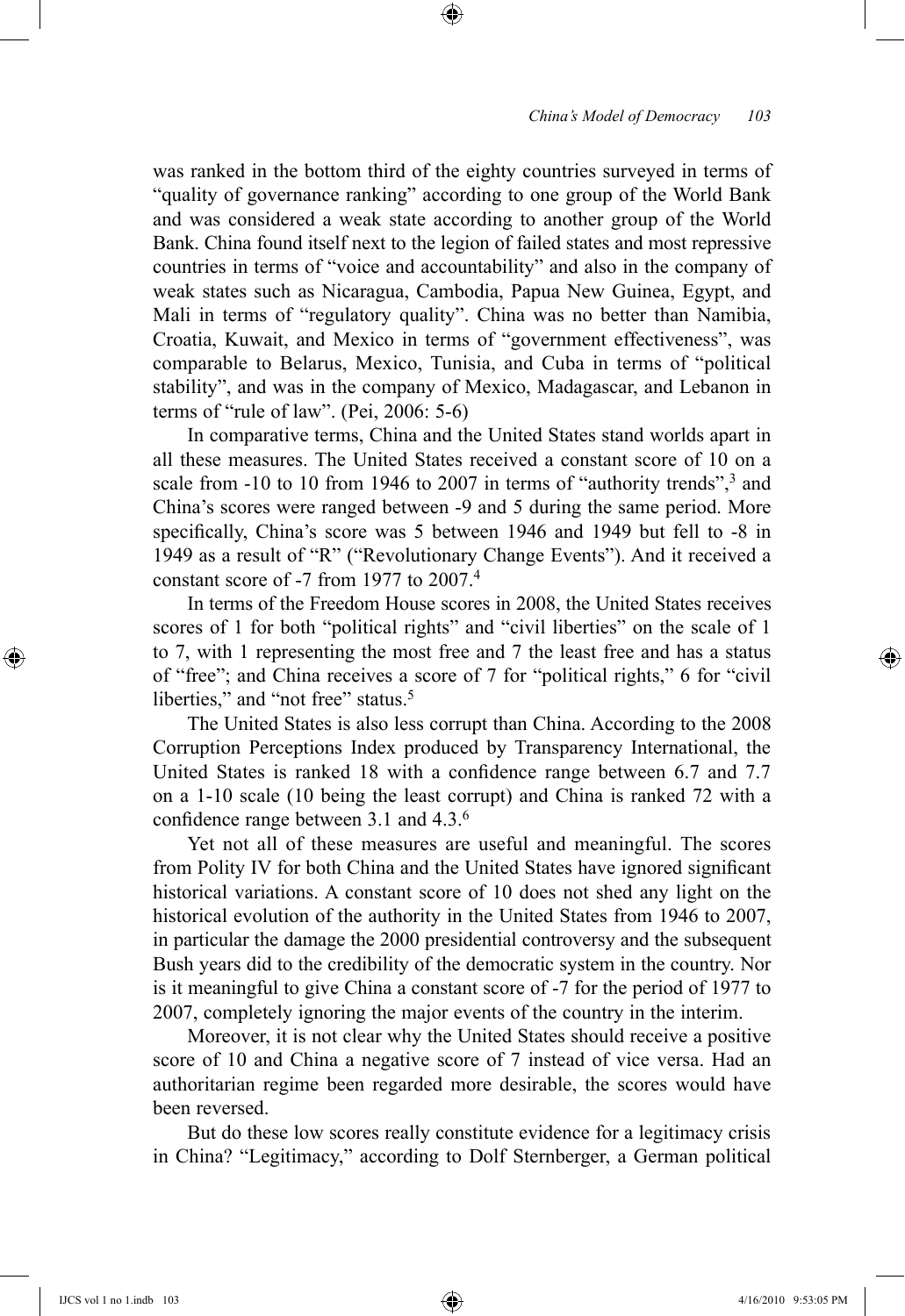was ranked in the bottom third of the eighty countries surveyed in terms of "quality of governance ranking" according to one group of the World Bank and was considered a weak state according to another group of the World Bank. China found itself next to the legion of failed states and most repressive countries in terms of "voice and accountability" and also in the company of weak states such as Nicaragua, Cambodia, Papua New Guinea, Egypt, and Mali in terms of "regulatory quality". China was no better than Namibia, Croatia, Kuwait, and Mexico in terms of "government effectiveness", was comparable to Belarus, Mexico, Tunisia, and Cuba in terms of "political stability", and was in the company of Mexico, Madagascar, and Lebanon in terms of "rule of law". (Pei, 2006: 5-6)

In comparative terms, China and the United States stand worlds apart in all these measures. The United States received a constant score of 10 on a scale from -10 to 10 from 1946 to 2007 in terms of "authority trends",[3] and China's scores were ranged between -9 and 5 during the same period. More specifically, China's score was 5 between 1946 and 1949 but fell to -8 in 1949 as a result of "R" ("Revolutionary Change Events"). And it received a constant score of -7 from 1977 to 2007.[4]

In terms of the Freedom House scores in 2008, the United States receives scores of 1 for both "political rights" and "civil liberties" on the scale of 1 to 7, with 1 representing the most free and 7 the least free and has a status of "free"; and China receives a score of 7 for "political rights," 6 for "civil liberties," and "not free" status.[5]

The United States is also less corrupt than China. According to the 2008 Corruption Perceptions Index produced by Transparency International, the United States is ranked 18 with a confidence range between 6.7 and 7.7 on a 1-10 scale (10 being the least corrupt) and China is ranked 72 with a confidence range between 3.1 and 4.3.[6]

Yet not all of these measures are useful and meaningful. The scores from Polity IV for both China and the United States have ignored significant historical variations. A constant score of 10 does not shed any light on the historical evolution of the authority in the United States from 1946 to 2007, in particular the damage the 2000 presidential controversy and the subsequent Bush years did to the credibility of the democratic system in the country. Nor is it meaningful to give China a constant score of -7 for the period of 1977 to 2007, completely ignoring the major events of the country in the interim.

Moreover, it is not clear why the United States should receive a positive score of 10 and China a negative score of 7 instead of vice versa. Had an authoritarian regime been regarded more desirable, the scores would have been reversed.

But do these low scores really constitute evidence for a legitimacy crisis in China? "Legitimacy," according to Dolf Sternberger, a German political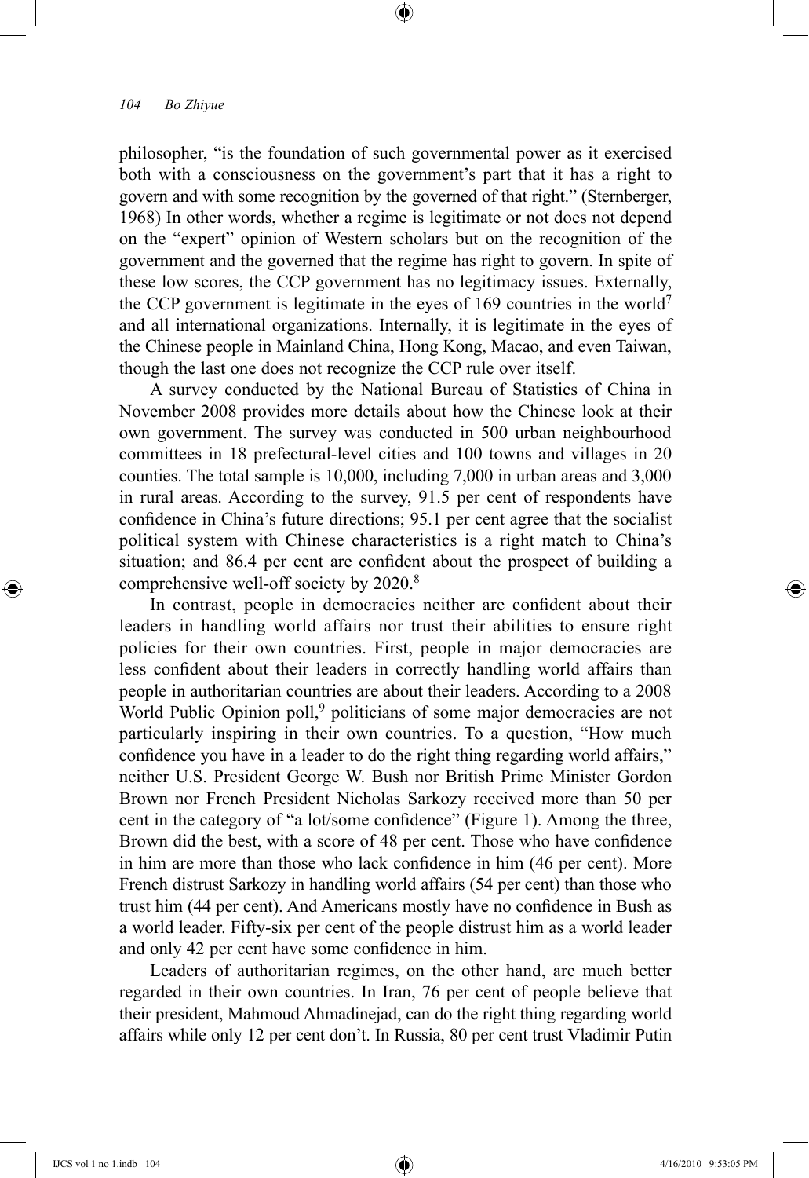philosopher, "is the foundation of such governmental power as it exercised both with a consciousness on the government's part that it has a right to govern and with some recognition by the governed of that right." (Sternberger, 1968) In other words, whether a regime is legitimate or not does not depend on the "expert" opinion of Western scholars but on the recognition of the government and the governed that the regime has right to govern. In spite of these low scores, the CCP government has no legitimacy issues. Externally, the CCP government is legitimate in the eyes of 169 countries in the world[7] and all international organizations. Internally, it is legitimate in the eyes of the Chinese people in Mainland China, Hong Kong, Macao, and even Taiwan, though the last one does not recognize the CCP rule over itself.

A survey conducted by the National Bureau of Statistics of China in November 2008 provides more details about how the Chinese look at their own government. The survey was conducted in 500 urban neighbourhood committees in 18 prefectural-level cities and 100 towns and villages in 20 counties. The total sample is 10,000, including 7,000 in urban areas and 3,000 in rural areas. According to the survey, 91.5 per cent of respondents have confidence in China's future directions; 95.1 per cent agree that the socialist political system with Chinese characteristics is a right match to China's situation; and 86.4 per cent are confident about the prospect of building a comprehensive well-off society by 2020.[8]

In contrast, people in democracies neither are confident about their leaders in handling world affairs nor trust their abilities to ensure right policies for their own countries. First, people in major democracies are less confident about their leaders in correctly handling world affairs than people in authoritarian countries are about their leaders. According to a 2008 World Public Opinion poll,[9] politicians of some major democracies are not particularly inspiring in their own countries. To a question, "How much confidence you have in a leader to do the right thing regarding world affairs," neither U.S. President George W. Bush nor British Prime Minister Gordon Brown nor French President Nicholas Sarkozy received more than 50 per cent in the category of "a lot/some confidence" (Figure 1). Among the three, Brown did the best, with a score of 48 per cent. Those who have confidence in him are more than those who lack confidence in him (46 per cent). More French distrust Sarkozy in handling world affairs (54 per cent) than those who trust him (44 per cent). And Americans mostly have no confidence in Bush as a world leader. Fifty-six per cent of the people distrust him as a world leader and only 42 per cent have some confidence in him.

Leaders of authoritarian regimes, on the other hand, are much better regarded in their own countries. In Iran, 76 per cent of people believe that their president, Mahmoud Ahmadinejad, can do the right thing regarding world affairs while only 12 per cent don't. In Russia, 80 per cent trust Vladimir Putin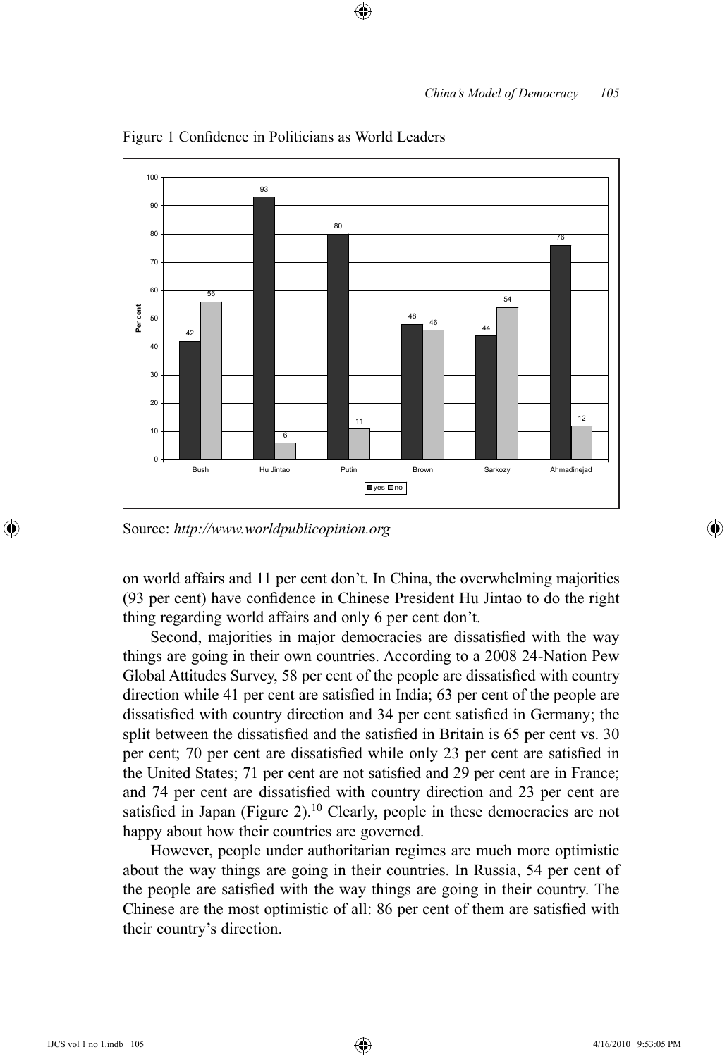Figure 1 Confidence in Politicians as World Leaders

| | Bush | Hu Jintao | Putin | Brown | Sarkozy | Ahmadinejad |
|---|---|---|---|---|---|---|
| yes | 42 | 93 | 80 | 48 | 44 | 76 |
| no | 56 | 6 | 11 | 46 | 54 | 12 |

Source: *http://www.worldpublicopinion.org*

on world affairs and 11 per cent don't. In China, the overwhelming majorities (93 per cent) have confidence in Chinese President Hu Jintao to do the right thing regarding world affairs and only 6 per cent don't.

Second, majorities in major democracies are dissatisfied with the way things are going in their own countries. According to a 2008 24-Nation Pew Global Attitudes Survey, 58 per cent of the people are dissatisfied with country direction while 41 per cent are satisfied in India; 63 per cent of the people are dissatisfied with country direction and 34 per cent satisfied in Germany; the split between the dissatisfied and the satisfied in Britain is 65 per cent vs. 30 per cent; 70 per cent are dissatisfied while only 23 per cent are satisfied in the United States; 71 per cent are not satisfied and 29 per cent are in France; and 74 per cent are dissatisfied with country direction and 23 per cent are satisfied in Japan (Figure 2).[10] Clearly, people in these democracies are not happy about how their countries are governed.

However, people under authoritarian regimes are much more optimistic about the way things are going in their countries. In Russia, 54 per cent of the people are satisfied with the way things are going in their country. The Chinese are the most optimistic of all: 86 per cent of them are satisfied with their country's direction.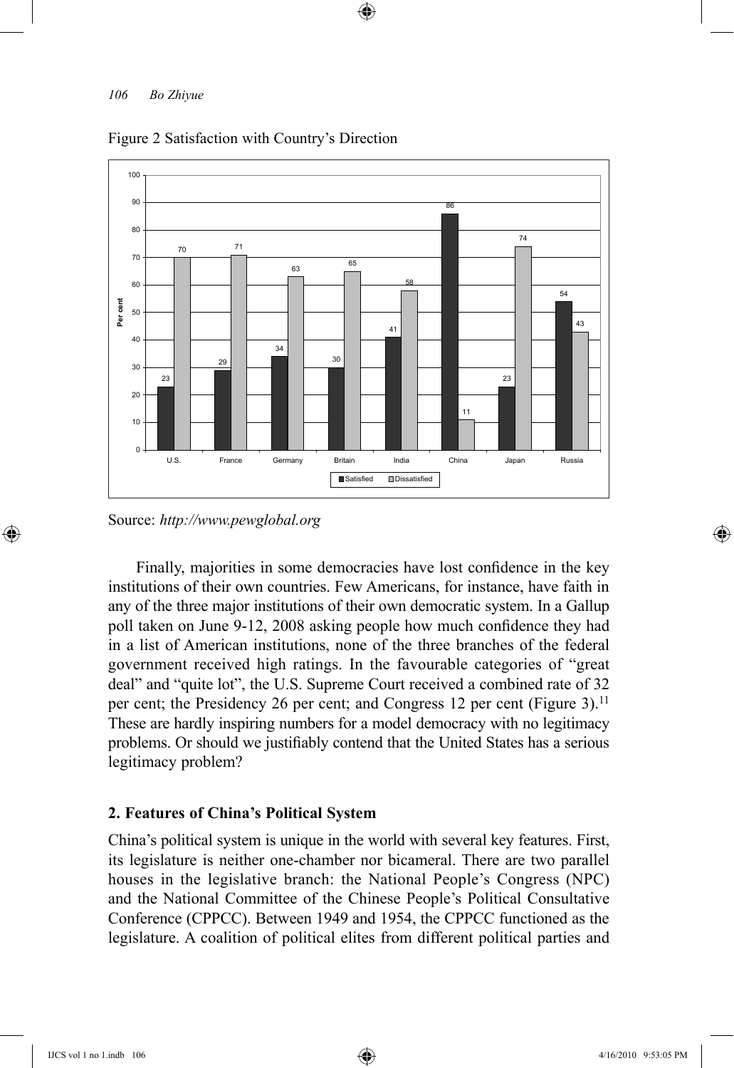Figure 2 Satisfaction with Country's Direction

| Country | Satisfied | Dissatisfied |
| --- | --- | --- |
| U.S. | 23 | 70 |
| France | 29 | 71 |
| Germany | 34 | 63 |
| Britain | 30 | 65 |
| India | 41 | 58 |
| China | 86 | 11 |
| Japan | 23 | 74 |
| Russia | 54 | 43 |

Source: *http://www.pewglobal.org*

Finally, majorities in some democracies have lost confidence in the key institutions of their own countries. Few Americans, for instance, have faith in any of the three major institutions of their own democratic system. In a Gallup poll taken on June 9-12, 2008 asking people how much confidence they had in a list of American institutions, none of the three branches of the federal government received high ratings. In the favourable categories of "great deal" and "quite lot", the U.S. Supreme Court received a combined rate of 32 per cent; the Presidency 26 per cent; and Congress 12 per cent (Figure 3).[11] These are hardly inspiring numbers for a model democracy with no legitimacy problems. Or should we justifiably contend that the United States has a serious legitimacy problem?

## 2. Features of China's Political System

China's political system is unique in the world with several key features. First, its legislature is neither one-chamber nor bicameral. There are two parallel houses in the legislative branch: the National People's Congress (NPC) and the National Committee of the Chinese People's Political Consultative Conference (CPPCC). Between 1949 and 1954, the CPPCC functioned as the legislature. A coalition of political elites from different political parties and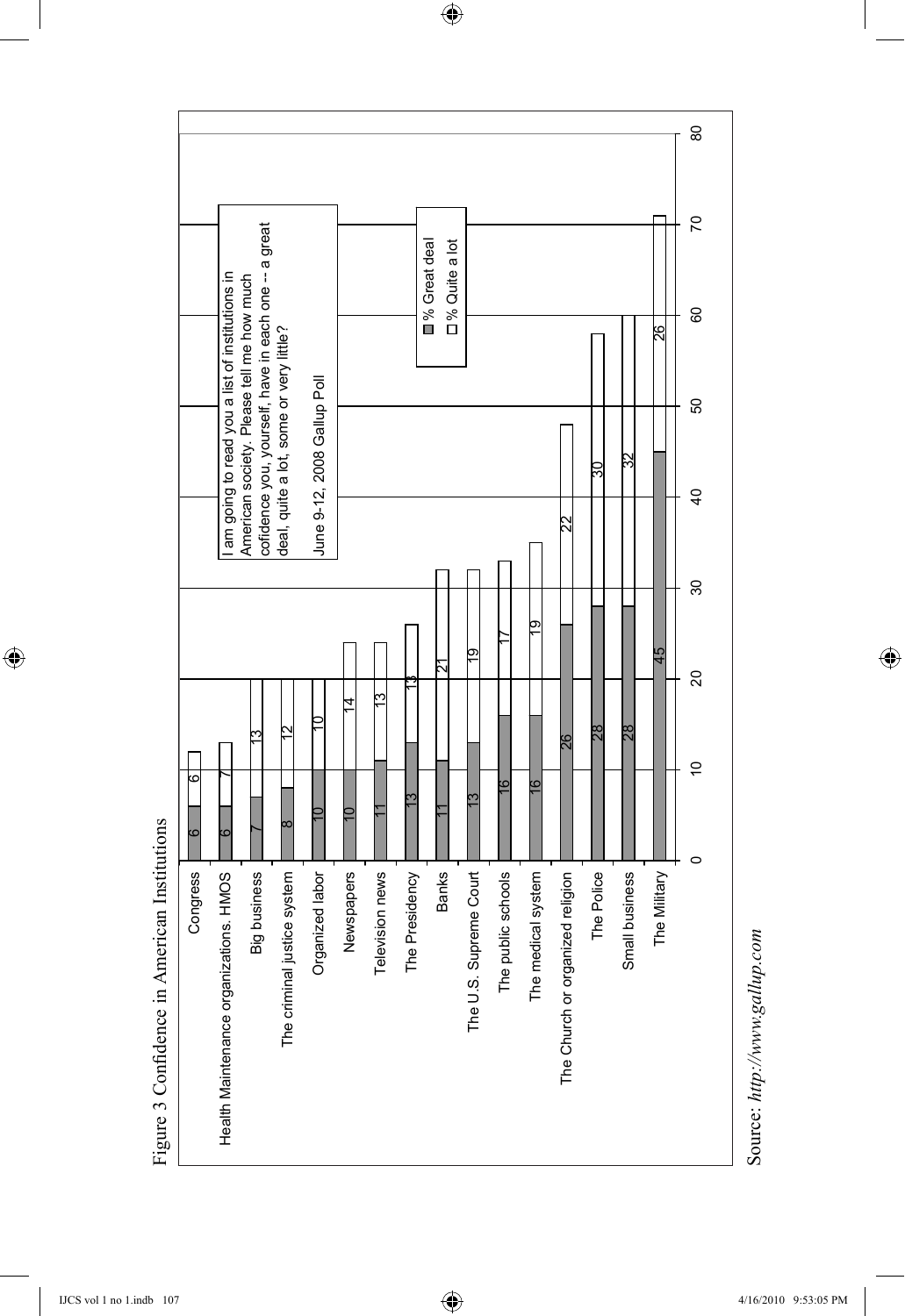Figure 3 Confidence in American Institutions

I am going to read you a list of institutions in American society. Please tell me how much cofidence you, yourself, have in each one -- a great deal, quite a lot, some or very little?

June 9-12, 2008 Gallup Poll

| Institution | % Great deal | % Quite a lot |
|---|---|---|
| Congress | 6 | 6 |
| Health Maintenance organizations. HMOS | 6 | 7 |
| Big business | 7 | 13 |
| The criminal justice system | 8 | 12 |
| Organized labor | 10 | 10 |
| Newspapers | 10 | 14 |
| Television news | 11 | 13 |
| The Presidency | 13 | 13 |
| Banks | 11 | 21 |
| The U.S. Supreme Court | 13 | 19 |
| The public schools | 16 | 17 |
| The medical system | 16 | 19 |
| The Church or organized religion | 26 | 22 |
| The Police | 28 | 30 |
| Small business | 28 | 32 |
| The Military | 45 | 26 |

Source: *http://www.gallup.com*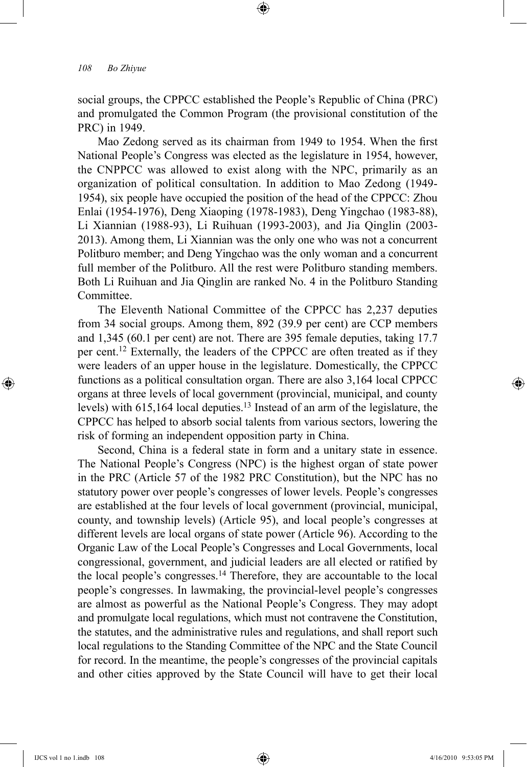social groups, the CPPCC established the People's Republic of China (PRC) and promulgated the Common Program (the provisional constitution of the PRC) in 1949.

Mao Zedong served as its chairman from 1949 to 1954. When the first National People's Congress was elected as the legislature in 1954, however, the CNPPCC was allowed to exist along with the NPC, primarily as an organization of political consultation. In addition to Mao Zedong (1949-1954), six people have occupied the position of the head of the CPPCC: Zhou Enlai (1954-1976), Deng Xiaoping (1978-1983), Deng Yingchao (1983-88), Li Xiannian (1988-93), Li Ruihuan (1993-2003), and Jia Qinglin (2003-2013). Among them, Li Xiannian was the only one who was not a concurrent Politburo member; and Deng Yingchao was the only woman and a concurrent full member of the Politburo. All the rest were Politburo standing members. Both Li Ruihuan and Jia Qinglin are ranked No. 4 in the Politburo Standing Committee.

The Eleventh National Committee of the CPPCC has 2,237 deputies from 34 social groups. Among them, 892 (39.9 per cent) are CCP members and 1,345 (60.1 per cent) are not. There are 395 female deputies, taking 17.7 per cent.[12] Externally, the leaders of the CPPCC are often treated as if they were leaders of an upper house in the legislature. Domestically, the CPPCC functions as a political consultation organ. There are also 3,164 local CPPCC organs at three levels of local government (provincial, municipal, and county levels) with 615,164 local deputies.[13] Instead of an arm of the legislature, the CPPCC has helped to absorb social talents from various sectors, lowering the risk of forming an independent opposition party in China.

Second, China is a federal state in form and a unitary state in essence. The National People's Congress (NPC) is the highest organ of state power in the PRC (Article 57 of the 1982 PRC Constitution), but the NPC has no statutory power over people's congresses of lower levels. People's congresses are established at the four levels of local government (provincial, municipal, county, and township levels) (Article 95), and local people's congresses at different levels are local organs of state power (Article 96). According to the Organic Law of the Local People's Congresses and Local Governments, local congressional, government, and judicial leaders are all elected or ratified by the local people's congresses.[14] Therefore, they are accountable to the local people's congresses. In lawmaking, the provincial-level people's congresses are almost as powerful as the National People's Congress. They may adopt and promulgate local regulations, which must not contravene the Constitution, the statutes, and the administrative rules and regulations, and shall report such local regulations to the Standing Committee of the NPC and the State Council for record. In the meantime, the people's congresses of the provincial capitals and other cities approved by the State Council will have to get their local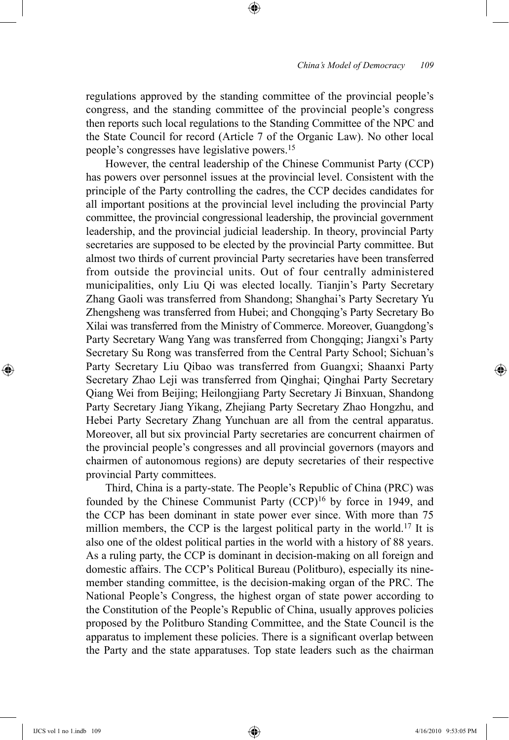regulations approved by the standing committee of the provincial people's congress, and the standing committee of the provincial people's congress then reports such local regulations to the Standing Committee of the NPC and the State Council for record (Article 7 of the Organic Law). No other local people's congresses have legislative powers.[15]

However, the central leadership of the Chinese Communist Party (CCP) has powers over personnel issues at the provincial level. Consistent with the principle of the Party controlling the cadres, the CCP decides candidates for all important positions at the provincial level including the provincial Party committee, the provincial congressional leadership, the provincial government leadership, and the provincial judicial leadership. In theory, provincial Party secretaries are supposed to be elected by the provincial Party committee. But almost two thirds of current provincial Party secretaries have been transferred from outside the provincial units. Out of four centrally administered municipalities, only Liu Qi was elected locally. Tianjin's Party Secretary Zhang Gaoli was transferred from Shandong; Shanghai's Party Secretary Yu Zhengsheng was transferred from Hubei; and Chongqing's Party Secretary Bo Xilai was transferred from the Ministry of Commerce. Moreover, Guangdong's Party Secretary Wang Yang was transferred from Chongqing; Jiangxi's Party Secretary Su Rong was transferred from the Central Party School; Sichuan's Party Secretary Liu Qibao was transferred from Guangxi; Shaanxi Party Secretary Zhao Leji was transferred from Qinghai; Qinghai Party Secretary Qiang Wei from Beijing; Heilongjiang Party Secretary Ji Binxuan, Shandong Party Secretary Jiang Yikang, Zhejiang Party Secretary Zhao Hongzhu, and Hebei Party Secretary Zhang Yunchuan are all from the central apparatus. Moreover, all but six provincial Party secretaries are concurrent chairmen of the provincial people's congresses and all provincial governors (mayors and chairmen of autonomous regions) are deputy secretaries of their respective provincial Party committees.

Third, China is a party-state. The People's Republic of China (PRC) was founded by the Chinese Communist Party (CCP)[16] by force in 1949, and the CCP has been dominant in state power ever since. With more than 75 million members, the CCP is the largest political party in the world.[17] It is also one of the oldest political parties in the world with a history of 88 years. As a ruling party, the CCP is dominant in decision-making on all foreign and domestic affairs. The CCP's Political Bureau (Politburo), especially its nine-member standing committee, is the decision-making organ of the PRC. The National People's Congress, the highest organ of state power according to the Constitution of the People's Republic of China, usually approves policies proposed by the Politburo Standing Committee, and the State Council is the apparatus to implement these policies. There is a significant overlap between the Party and the state apparatuses. Top state leaders such as the chairman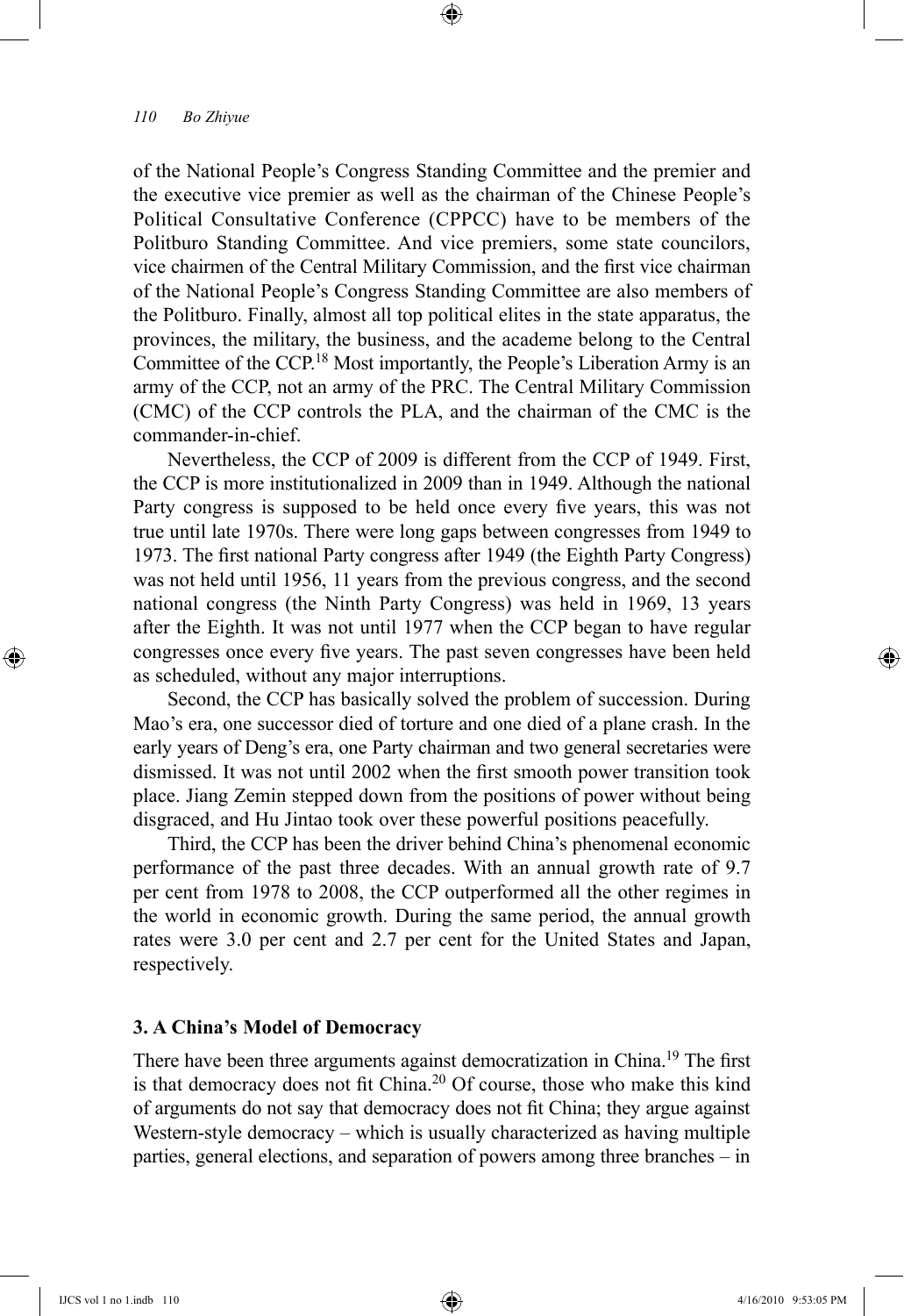of the National People's Congress Standing Committee and the premier and the executive vice premier as well as the chairman of the Chinese People's Political Consultative Conference (CPPCC) have to be members of the Politburo Standing Committee. And vice premiers, some state councilors, vice chairmen of the Central Military Commission, and the first vice chairman of the National People's Congress Standing Committee are also members of the Politburo. Finally, almost all top political elites in the state apparatus, the provinces, the military, the business, and the academe belong to the Central Committee of the CCP.[18] Most importantly, the People's Liberation Army is an army of the CCP, not an army of the PRC. The Central Military Commission (CMC) of the CCP controls the PLA, and the chairman of the CMC is the commander-in-chief.

Nevertheless, the CCP of 2009 is different from the CCP of 1949. First, the CCP is more institutionalized in 2009 than in 1949. Although the national Party congress is supposed to be held once every five years, this was not true until late 1970s. There were long gaps between congresses from 1949 to 1973. The first national Party congress after 1949 (the Eighth Party Congress) was not held until 1956, 11 years from the previous congress, and the second national congress (the Ninth Party Congress) was held in 1969, 13 years after the Eighth. It was not until 1977 when the CCP began to have regular congresses once every five years. The past seven congresses have been held as scheduled, without any major interruptions.

Second, the CCP has basically solved the problem of succession. During Mao's era, one successor died of torture and one died of a plane crash. In the early years of Deng's era, one Party chairman and two general secretaries were dismissed. It was not until 2002 when the first smooth power transition took place. Jiang Zemin stepped down from the positions of power without being disgraced, and Hu Jintao took over these powerful positions peacefully.

Third, the CCP has been the driver behind China's phenomenal economic performance of the past three decades. With an annual growth rate of 9.7 per cent from 1978 to 2008, the CCP outperformed all the other regimes in the world in economic growth. During the same period, the annual growth rates were 3.0 per cent and 2.7 per cent for the United States and Japan, respectively.

### 3. A China's Model of Democracy

There have been three arguments against democratization in China.[19] The first is that democracy does not fit China.[20] Of course, those who make this kind of arguments do not say that democracy does not fit China; they argue against Western-style democracy – which is usually characterized as having multiple parties, general elections, and separation of powers among three branches – in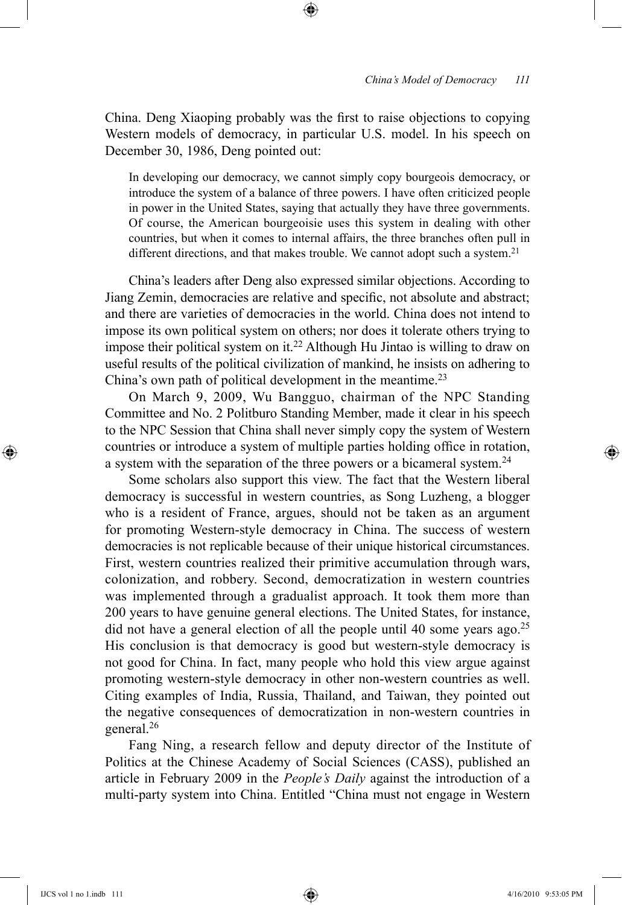China. Deng Xiaoping probably was the first to raise objections to copying Western models of democracy, in particular U.S. model. In his speech on December 30, 1986, Deng pointed out:

> In developing our democracy, we cannot simply copy bourgeois democracy, or introduce the system of a balance of three powers. I have often criticized people in power in the United States, saying that actually they have three governments. Of course, the American bourgeoisie uses this system in dealing with other countries, but when it comes to internal affairs, the three branches often pull in different directions, and that makes trouble. We cannot adopt such a system.[21]

China's leaders after Deng also expressed similar objections. According to Jiang Zemin, democracies are relative and specific, not absolute and abstract; and there are varieties of democracies in the world. China does not intend to impose its own political system on others; nor does it tolerate others trying to impose their political system on it.[22] Although Hu Jintao is willing to draw on useful results of the political civilization of mankind, he insists on adhering to China's own path of political development in the meantime.[23]

On March 9, 2009, Wu Bangguo, chairman of the NPC Standing Committee and No. 2 Politburo Standing Member, made it clear in his speech to the NPC Session that China shall never simply copy the system of Western countries or introduce a system of multiple parties holding office in rotation, a system with the separation of the three powers or a bicameral system.[24]

Some scholars also support this view. The fact that the Western liberal democracy is successful in western countries, as Song Luzheng, a blogger who is a resident of France, argues, should not be taken as an argument for promoting Western-style democracy in China. The success of western democracies is not replicable because of their unique historical circumstances. First, western countries realized their primitive accumulation through wars, colonization, and robbery. Second, democratization in western countries was implemented through a gradualist approach. It took them more than 200 years to have genuine general elections. The United States, for instance, did not have a general election of all the people until 40 some years ago.[25] His conclusion is that democracy is good but western-style democracy is not good for China. In fact, many people who hold this view argue against promoting western-style democracy in other non-western countries as well. Citing examples of India, Russia, Thailand, and Taiwan, they pointed out the negative consequences of democratization in non-western countries in general.[26]

Fang Ning, a research fellow and deputy director of the Institute of Politics at the Chinese Academy of Social Sciences (CASS), published an article in February 2009 in the *People's Daily* against the introduction of a multi-party system into China. Entitled "China must not engage in Western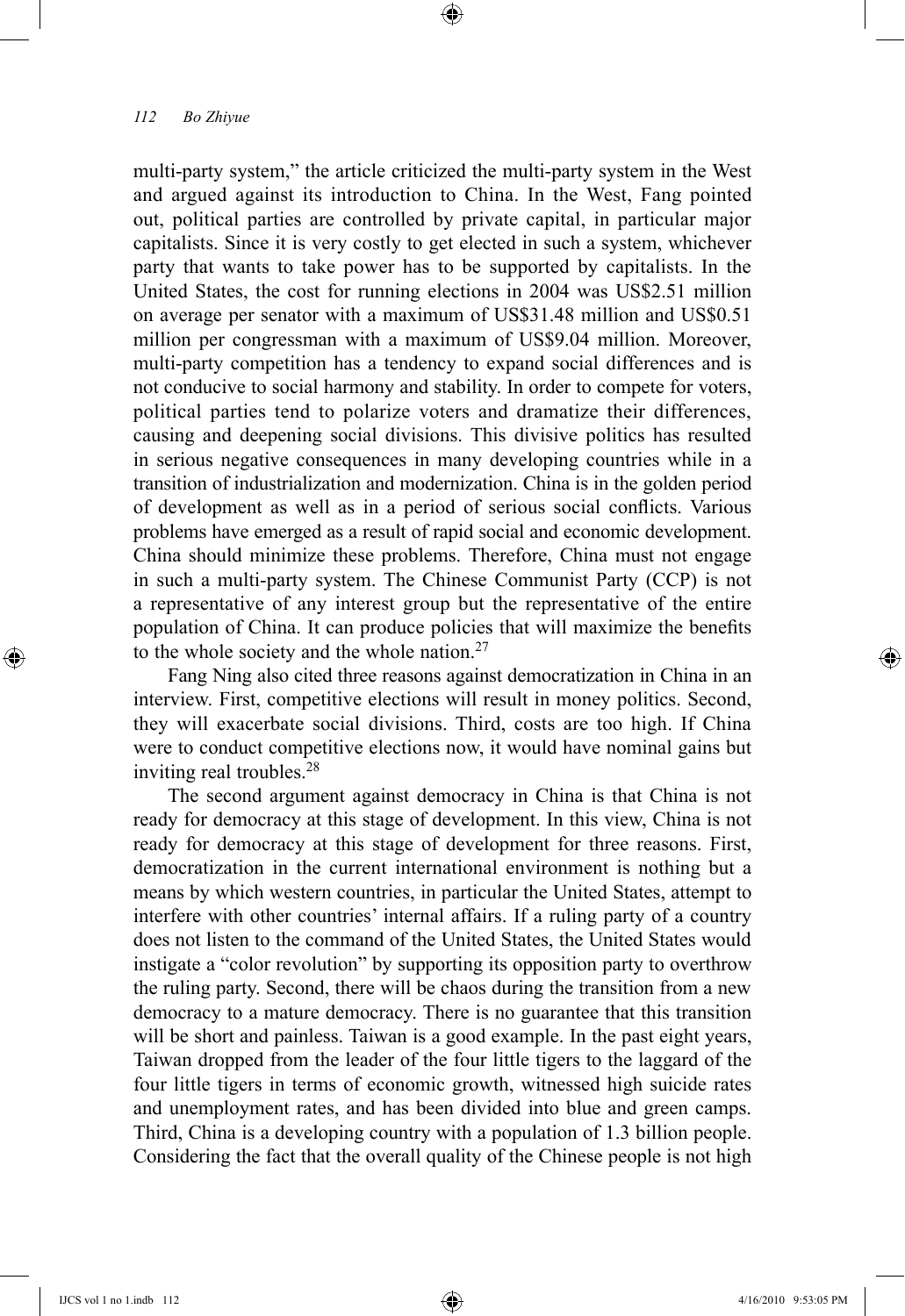multi-party system," the article criticized the multi-party system in the West and argued against its introduction to China. In the West, Fang pointed out, political parties are controlled by private capital, in particular major capitalists. Since it is very costly to get elected in such a system, whichever party that wants to take power has to be supported by capitalists. In the United States, the cost for running elections in 2004 was US$2.51 million on average per senator with a maximum of US$31.48 million and US$0.51 million per congressman with a maximum of US$9.04 million. Moreover, multi-party competition has a tendency to expand social differences and is not conducive to social harmony and stability. In order to compete for voters, political parties tend to polarize voters and dramatize their differences, causing and deepening social divisions. This divisive politics has resulted in serious negative consequences in many developing countries while in a transition of industrialization and modernization. China is in the golden period of development as well as in a period of serious social conflicts. Various problems have emerged as a result of rapid social and economic development. China should minimize these problems. Therefore, China must not engage in such a multi-party system. The Chinese Communist Party (CCP) is not a representative of any interest group but the representative of the entire population of China. It can produce policies that will maximize the benefits to the whole society and the whole nation.[27]

Fang Ning also cited three reasons against democratization in China in an interview. First, competitive elections will result in money politics. Second, they will exacerbate social divisions. Third, costs are too high. If China were to conduct competitive elections now, it would have nominal gains but inviting real troubles.[28]

The second argument against democracy in China is that China is not ready for democracy at this stage of development. In this view, China is not ready for democracy at this stage of development for three reasons. First, democratization in the current international environment is nothing but a means by which western countries, in particular the United States, attempt to interfere with other countries' internal affairs. If a ruling party of a country does not listen to the command of the United States, the United States would instigate a "color revolution" by supporting its opposition party to overthrow the ruling party. Second, there will be chaos during the transition from a new democracy to a mature democracy. There is no guarantee that this transition will be short and painless. Taiwan is a good example. In the past eight years, Taiwan dropped from the leader of the four little tigers to the laggard of the four little tigers in terms of economic growth, witnessed high suicide rates and unemployment rates, and has been divided into blue and green camps. Third, China is a developing country with a population of 1.3 billion people. Considering the fact that the overall quality of the Chinese people is not high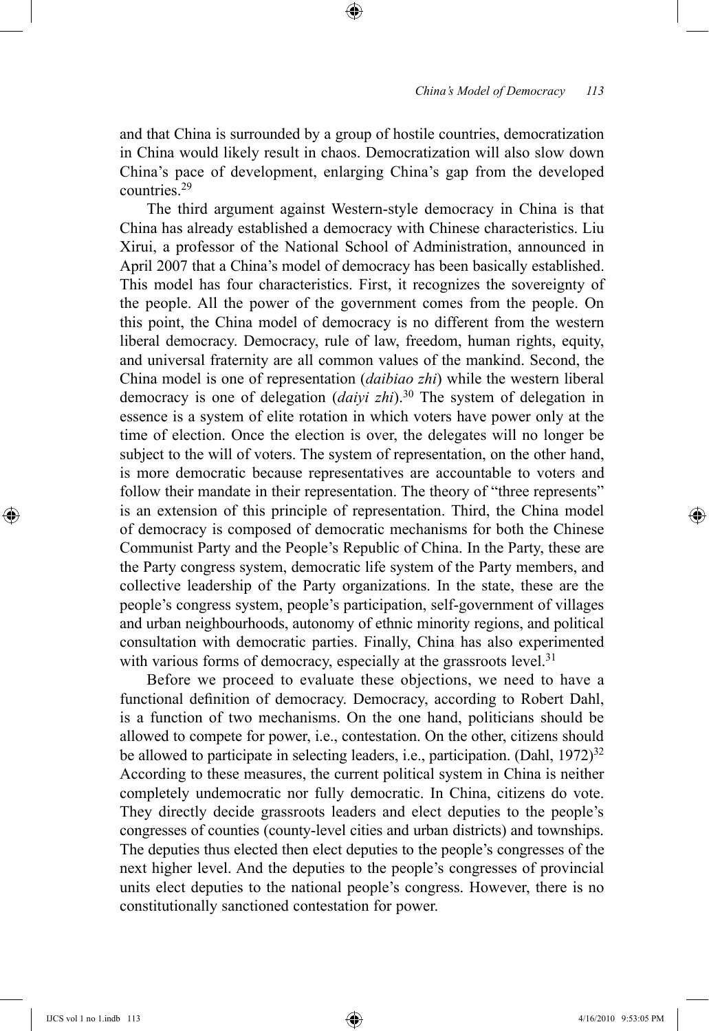and that China is surrounded by a group of hostile countries, democratization in China would likely result in chaos. Democratization will also slow down China's pace of development, enlarging China's gap from the developed countries.[29]

The third argument against Western-style democracy in China is that China has already established a democracy with Chinese characteristics. Liu Xirui, a professor of the National School of Administration, announced in April 2007 that a China's model of democracy has been basically established. This model has four characteristics. First, it recognizes the sovereignty of the people. All the power of the government comes from the people. On this point, the China model of democracy is no different from the western liberal democracy. Democracy, rule of law, freedom, human rights, equity, and universal fraternity are all common values of the mankind. Second, the China model is one of representation (*daibiao zhi*) while the western liberal democracy is one of delegation (*daiyi zhi*).[30] The system of delegation in essence is a system of elite rotation in which voters have power only at the time of election. Once the election is over, the delegates will no longer be subject to the will of voters. The system of representation, on the other hand, is more democratic because representatives are accountable to voters and follow their mandate in their representation. The theory of "three represents" is an extension of this principle of representation. Third, the China model of democracy is composed of democratic mechanisms for both the Chinese Communist Party and the People's Republic of China. In the Party, these are the Party congress system, democratic life system of the Party members, and collective leadership of the Party organizations. In the state, these are the people's congress system, people's participation, self-government of villages and urban neighbourhoods, autonomy of ethnic minority regions, and political consultation with democratic parties. Finally, China has also experimented with various forms of democracy, especially at the grassroots level.[31]

Before we proceed to evaluate these objections, we need to have a functional definition of democracy. Democracy, according to Robert Dahl, is a function of two mechanisms. On the one hand, politicians should be allowed to compete for power, i.e., contestation. On the other, citizens should be allowed to participate in selecting leaders, i.e., participation. (Dahl, 1972)[32] According to these measures, the current political system in China is neither completely undemocratic nor fully democratic. In China, citizens do vote. They directly decide grassroots leaders and elect deputies to the people's congresses of counties (county-level cities and urban districts) and townships. The deputies thus elected then elect deputies to the people's congresses of the next higher level. And the deputies to the people's congresses of provincial units elect deputies to the national people's congress. However, there is no constitutionally sanctioned contestation for power.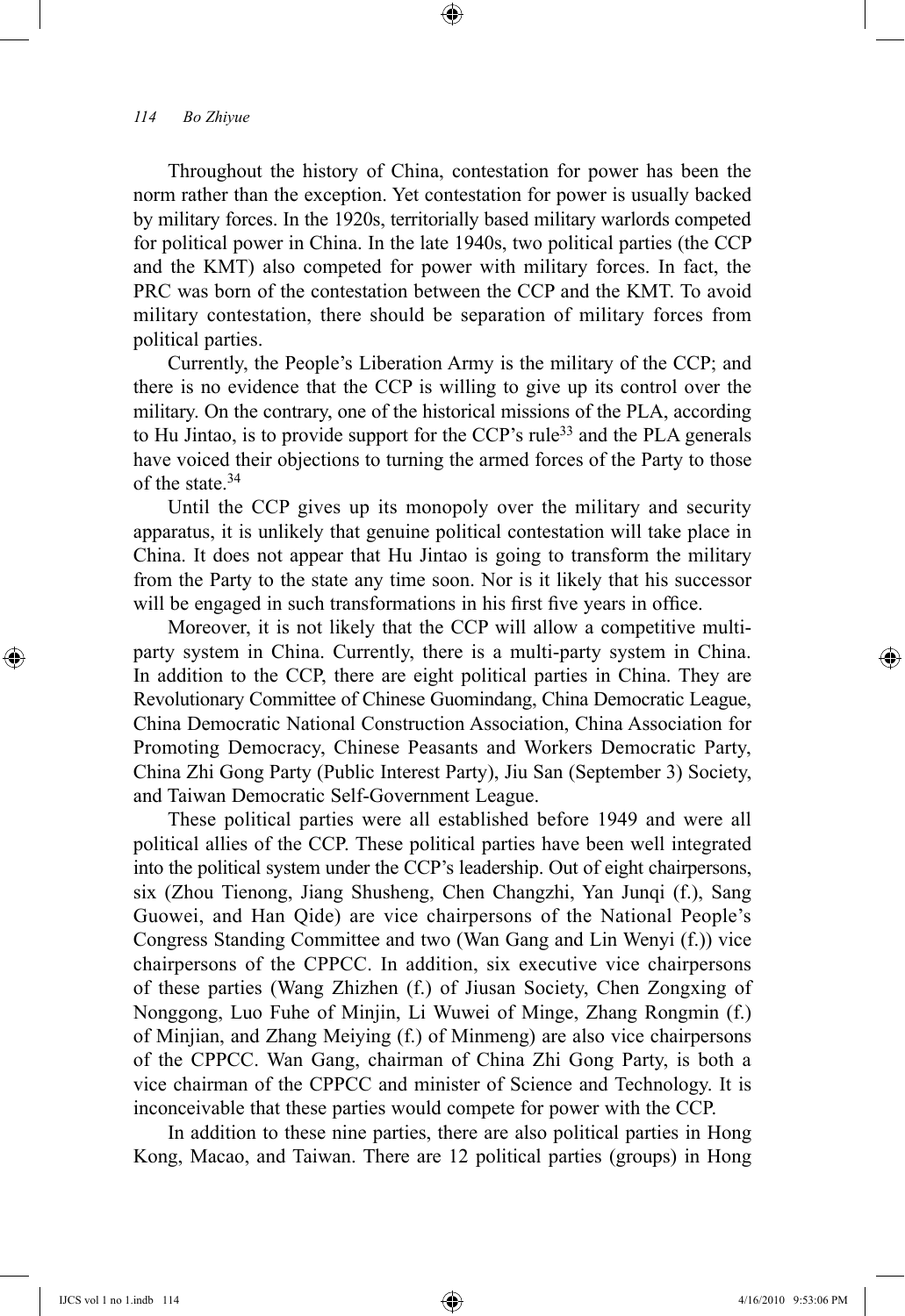Throughout the history of China, contestation for power has been the norm rather than the exception. Yet contestation for power is usually backed by military forces. In the 1920s, territorially based military warlords competed for political power in China. In the late 1940s, two political parties (the CCP and the KMT) also competed for power with military forces. In fact, the PRC was born of the contestation between the CCP and the KMT. To avoid military contestation, there should be separation of military forces from political parties.

Currently, the People's Liberation Army is the military of the CCP; and there is no evidence that the CCP is willing to give up its control over the military. On the contrary, one of the historical missions of the PLA, according to Hu Jintao, is to provide support for the CCP's rule[33] and the PLA generals have voiced their objections to turning the armed forces of the Party to those of the state.[34]

Until the CCP gives up its monopoly over the military and security apparatus, it is unlikely that genuine political contestation will take place in China. It does not appear that Hu Jintao is going to transform the military from the Party to the state any time soon. Nor is it likely that his successor will be engaged in such transformations in his first five years in office.

Moreover, it is not likely that the CCP will allow a competitive multi-party system in China. Currently, there is a multi-party system in China. In addition to the CCP, there are eight political parties in China. They are Revolutionary Committee of Chinese Guomindang, China Democratic League, China Democratic National Construction Association, China Association for Promoting Democracy, Chinese Peasants and Workers Democratic Party, China Zhi Gong Party (Public Interest Party), Jiu San (September 3) Society, and Taiwan Democratic Self-Government League.

These political parties were all established before 1949 and were all political allies of the CCP. These political parties have been well integrated into the political system under the CCP's leadership. Out of eight chairpersons, six (Zhou Tienong, Jiang Shusheng, Chen Changzhi, Yan Junqi (f.), Sang Guowei, and Han Qide) are vice chairpersons of the National People's Congress Standing Committee and two (Wan Gang and Lin Wenyi (f.)) vice chairpersons of the CPPCC. In addition, six executive vice chairpersons of these parties (Wang Zhizhen (f.) of Jiusan Society, Chen Zongxing of Nonggong, Luo Fuhe of Minjin, Li Wuwei of Minge, Zhang Rongmin (f.) of Minjian, and Zhang Meiying (f.) of Minmeng) are also vice chairpersons of the CPPCC. Wan Gang, chairman of China Zhi Gong Party, is both a vice chairman of the CPPCC and minister of Science and Technology. It is inconceivable that these parties would compete for power with the CCP.

In addition to these nine parties, there are also political parties in Hong Kong, Macao, and Taiwan. There are 12 political parties (groups) in Hong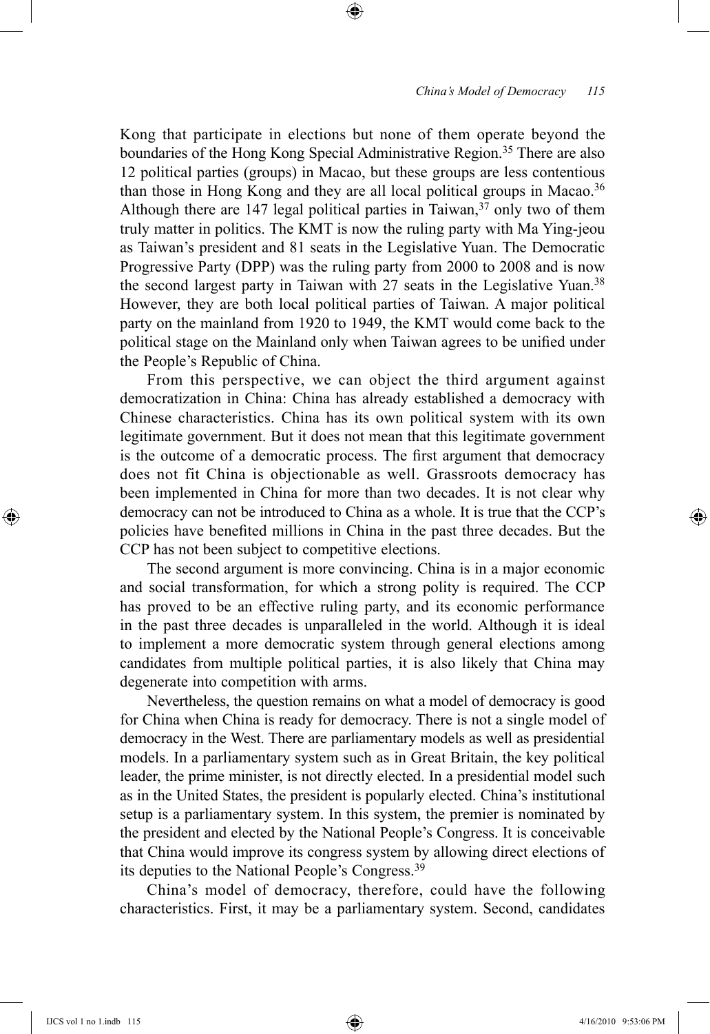Kong that participate in elections but none of them operate beyond the boundaries of the Hong Kong Special Administrative Region.[35] There are also 12 political parties (groups) in Macao, but these groups are less contentious than those in Hong Kong and they are all local political groups in Macao.[36] Although there are 147 legal political parties in Taiwan,[37] only two of them truly matter in politics. The KMT is now the ruling party with Ma Ying-jeou as Taiwan's president and 81 seats in the Legislative Yuan. The Democratic Progressive Party (DPP) was the ruling party from 2000 to 2008 and is now the second largest party in Taiwan with 27 seats in the Legislative Yuan.[38] However, they are both local political parties of Taiwan. A major political party on the mainland from 1920 to 1949, the KMT would come back to the political stage on the Mainland only when Taiwan agrees to be unified under the People's Republic of China.

From this perspective, we can object the third argument against democratization in China: China has already established a democracy with Chinese characteristics. China has its own political system with its own legitimate government. But it does not mean that this legitimate government is the outcome of a democratic process. The first argument that democracy does not fit China is objectionable as well. Grassroots democracy has been implemented in China for more than two decades. It is not clear why democracy can not be introduced to China as a whole. It is true that the CCP's policies have benefited millions in China in the past three decades. But the CCP has not been subject to competitive elections.

The second argument is more convincing. China is in a major economic and social transformation, for which a strong polity is required. The CCP has proved to be an effective ruling party, and its economic performance in the past three decades is unparalleled in the world. Although it is ideal to implement a more democratic system through general elections among candidates from multiple political parties, it is also likely that China may degenerate into competition with arms.

Nevertheless, the question remains on what a model of democracy is good for China when China is ready for democracy. There is not a single model of democracy in the West. There are parliamentary models as well as presidential models. In a parliamentary system such as in Great Britain, the key political leader, the prime minister, is not directly elected. In a presidential model such as in the United States, the president is popularly elected. China's institutional setup is a parliamentary system. In this system, the premier is nominated by the president and elected by the National People's Congress. It is conceivable that China would improve its congress system by allowing direct elections of its deputies to the National People's Congress.[39]

China's model of democracy, therefore, could have the following characteristics. First, it may be a parliamentary system. Second, candidates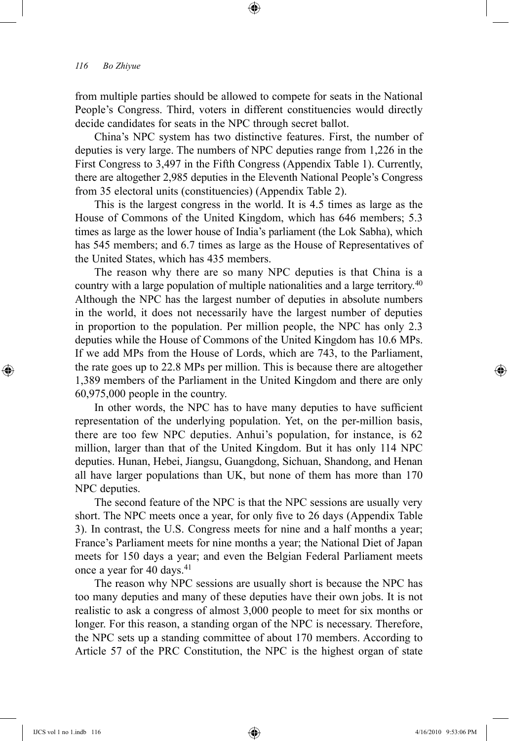from multiple parties should be allowed to compete for seats in the National People's Congress. Third, voters in different constituencies would directly decide candidates for seats in the NPC through secret ballot.

China's NPC system has two distinctive features. First, the number of deputies is very large. The numbers of NPC deputies range from 1,226 in the First Congress to 3,497 in the Fifth Congress (Appendix Table 1). Currently, there are altogether 2,985 deputies in the Eleventh National People's Congress from 35 electoral units (constituencies) (Appendix Table 2).

This is the largest congress in the world. It is 4.5 times as large as the House of Commons of the United Kingdom, which has 646 members; 5.3 times as large as the lower house of India's parliament (the Lok Sabha), which has 545 members; and 6.7 times as large as the House of Representatives of the United States, which has 435 members.

The reason why there are so many NPC deputies is that China is a country with a large population of multiple nationalities and a large territory.[40] Although the NPC has the largest number of deputies in absolute numbers in the world, it does not necessarily have the largest number of deputies in proportion to the population. Per million people, the NPC has only 2.3 deputies while the House of Commons of the United Kingdom has 10.6 MPs. If we add MPs from the House of Lords, which are 743, to the Parliament, the rate goes up to 22.8 MPs per million. This is because there are altogether 1,389 members of the Parliament in the United Kingdom and there are only 60,975,000 people in the country.

In other words, the NPC has to have many deputies to have sufficient representation of the underlying population. Yet, on the per-million basis, there are too few NPC deputies. Anhui's population, for instance, is 62 million, larger than that of the United Kingdom. But it has only 114 NPC deputies. Hunan, Hebei, Jiangsu, Guangdong, Sichuan, Shandong, and Henan all have larger populations than UK, but none of them has more than 170 NPC deputies.

The second feature of the NPC is that the NPC sessions are usually very short. The NPC meets once a year, for only five to 26 days (Appendix Table 3). In contrast, the U.S. Congress meets for nine and a half months a year; France's Parliament meets for nine months a year; the National Diet of Japan meets for 150 days a year; and even the Belgian Federal Parliament meets once a year for 40 days.[41]

The reason why NPC sessions are usually short is because the NPC has too many deputies and many of these deputies have their own jobs. It is not realistic to ask a congress of almost 3,000 people to meet for six months or longer. For this reason, a standing organ of the NPC is necessary. Therefore, the NPC sets up a standing committee of about 170 members. According to Article 57 of the PRC Constitution, the NPC is the highest organ of state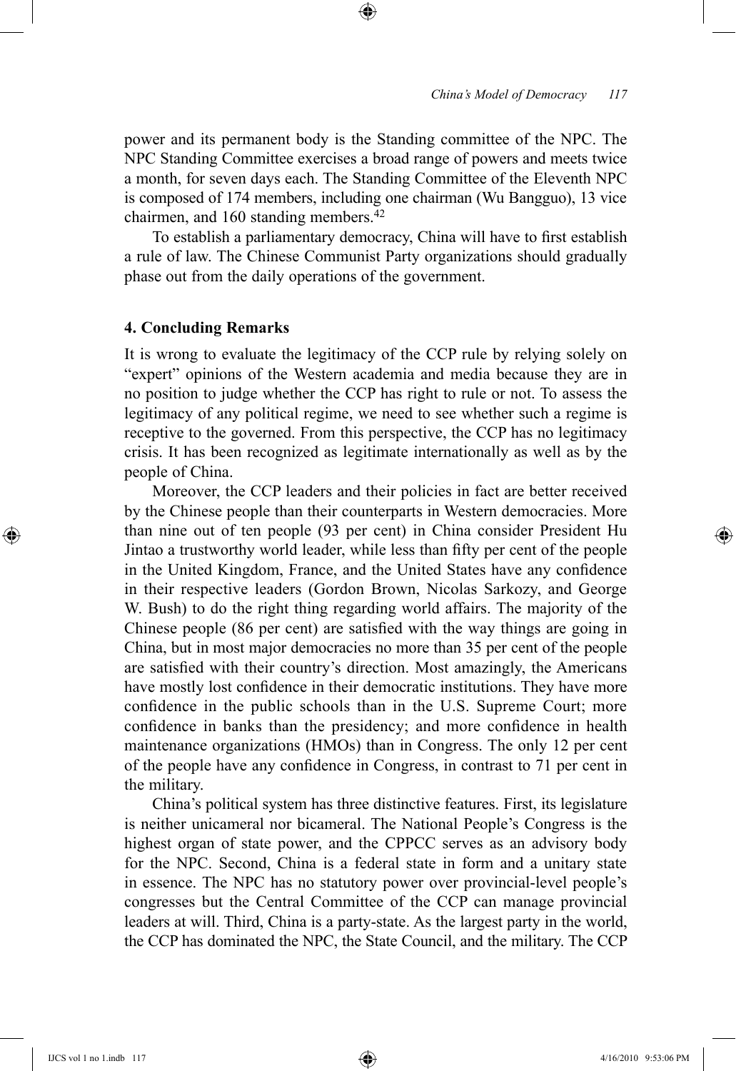power and its permanent body is the Standing committee of the NPC. The NPC Standing Committee exercises a broad range of powers and meets twice a month, for seven days each. The Standing Committee of the Eleventh NPC is composed of 174 members, including one chairman (Wu Bangguo), 13 vice chairmen, and 160 standing members.[42]

To establish a parliamentary democracy, China will have to first establish a rule of law. The Chinese Communist Party organizations should gradually phase out from the daily operations of the government.

## 4. Concluding Remarks

It is wrong to evaluate the legitimacy of the CCP rule by relying solely on "expert" opinions of the Western academia and media because they are in no position to judge whether the CCP has right to rule or not. To assess the legitimacy of any political regime, we need to see whether such a regime is receptive to the governed. From this perspective, the CCP has no legitimacy crisis. It has been recognized as legitimate internationally as well as by the people of China.

Moreover, the CCP leaders and their policies in fact are better received by the Chinese people than their counterparts in Western democracies. More than nine out of ten people (93 per cent) in China consider President Hu Jintao a trustworthy world leader, while less than fifty per cent of the people in the United Kingdom, France, and the United States have any confidence in their respective leaders (Gordon Brown, Nicolas Sarkozy, and George W. Bush) to do the right thing regarding world affairs. The majority of the Chinese people (86 per cent) are satisfied with the way things are going in China, but in most major democracies no more than 35 per cent of the people are satisfied with their country's direction. Most amazingly, the Americans have mostly lost confidence in their democratic institutions. They have more confidence in the public schools than in the U.S. Supreme Court; more confidence in banks than the presidency; and more confidence in health maintenance organizations (HMOs) than in Congress. The only 12 per cent of the people have any confidence in Congress, in contrast to 71 per cent in the military.

China's political system has three distinctive features. First, its legislature is neither unicameral nor bicameral. The National People's Congress is the highest organ of state power, and the CPPCC serves as an advisory body for the NPC. Second, China is a federal state in form and a unitary state in essence. The NPC has no statutory power over provincial-level people's congresses but the Central Committee of the CCP can manage provincial leaders at will. Third, China is a party-state. As the largest party in the world, the CCP has dominated the NPC, the State Council, and the military. The CCP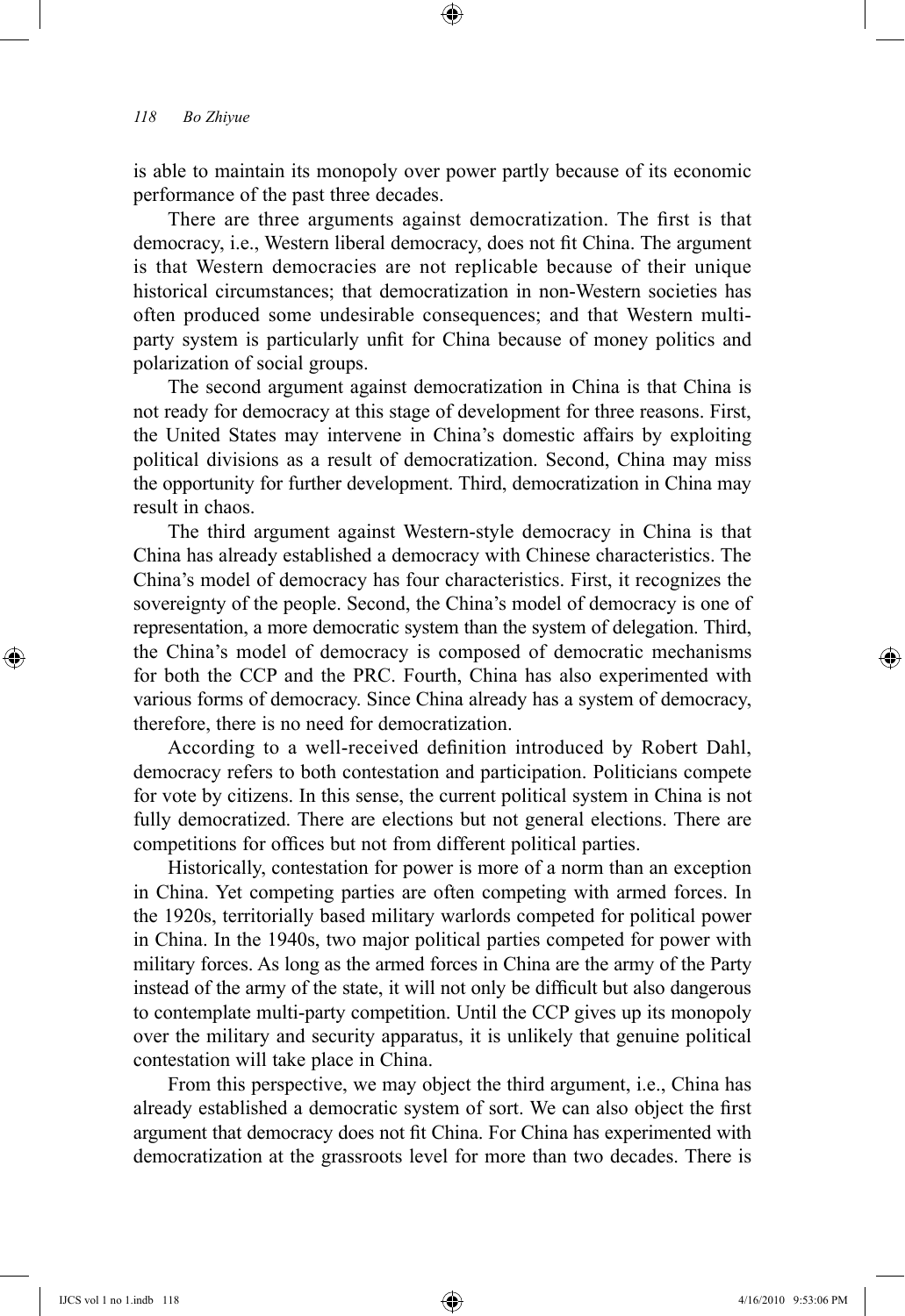is able to maintain its monopoly over power partly because of its economic performance of the past three decades.

There are three arguments against democratization. The first is that democracy, i.e., Western liberal democracy, does not fit China. The argument is that Western democracies are not replicable because of their unique historical circumstances; that democratization in non-Western societies has often produced some undesirable consequences; and that Western multi-party system is particularly unfit for China because of money politics and polarization of social groups.

The second argument against democratization in China is that China is not ready for democracy at this stage of development for three reasons. First, the United States may intervene in China's domestic affairs by exploiting political divisions as a result of democratization. Second, China may miss the opportunity for further development. Third, democratization in China may result in chaos.

The third argument against Western-style democracy in China is that China has already established a democracy with Chinese characteristics. The China's model of democracy has four characteristics. First, it recognizes the sovereignty of the people. Second, the China's model of democracy is one of representation, a more democratic system than the system of delegation. Third, the China's model of democracy is composed of democratic mechanisms for both the CCP and the PRC. Fourth, China has also experimented with various forms of democracy. Since China already has a system of democracy, therefore, there is no need for democratization.

According to a well-received definition introduced by Robert Dahl, democracy refers to both contestation and participation. Politicians compete for vote by citizens. In this sense, the current political system in China is not fully democratized. There are elections but not general elections. There are competitions for offices but not from different political parties.

Historically, contestation for power is more of a norm than an exception in China. Yet competing parties are often competing with armed forces. In the 1920s, territorially based military warlords competed for political power in China. In the 1940s, two major political parties competed for power with military forces. As long as the armed forces in China are the army of the Party instead of the army of the state, it will not only be difficult but also dangerous to contemplate multi-party competition. Until the CCP gives up its monopoly over the military and security apparatus, it is unlikely that genuine political contestation will take place in China.

From this perspective, we may object the third argument, i.e., China has already established a democratic system of sort. We can also object the first argument that democracy does not fit China. For China has experimented with democratization at the grassroots level for more than two decades. There is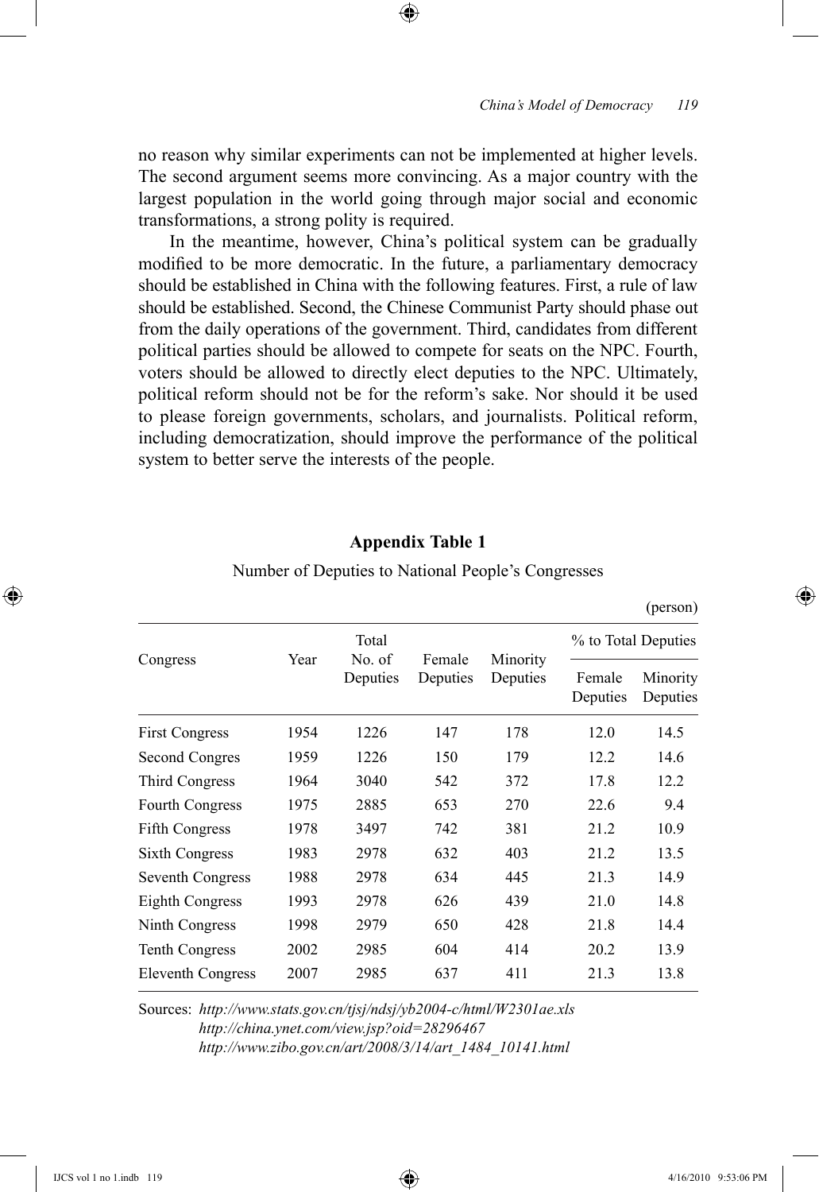no reason why similar experiments can not be implemented at higher levels. The second argument seems more convincing. As a major country with the largest population in the world going through major social and economic transformations, a strong polity is required.

In the meantime, however, China's political system can be gradually modified to be more democratic. In the future, a parliamentary democracy should be established in China with the following features. First, a rule of law should be established. Second, the Chinese Communist Party should phase out from the daily operations of the government. Third, candidates from different political parties should be allowed to compete for seats on the NPC. Fourth, voters should be allowed to directly elect deputies to the NPC. Ultimately, political reform should not be for the reform's sake. Nor should it be used to please foreign governments, scholars, and journalists. Political reform, including democratization, should improve the performance of the political system to better serve the interests of the people.

**Appendix Table 1**

Number of Deputies to National People's Congresses

(person)

| Congress | Year | Total No. of Deputies | Female Deputies | Minority Deputies | % to Total Deputies | |
|---|---|---|---|---|---|---|
| | | | | | Female Deputies | Minority Deputies |
| First Congress | 1954 | 1226 | 147 | 178 | 12.0 | 14.5 |
| Second Congres | 1959 | 1226 | 150 | 179 | 12.2 | 14.6 |
| Third Congress | 1964 | 3040 | 542 | 372 | 17.8 | 12.2 |
| Fourth Congress | 1975 | 2885 | 653 | 270 | 22.6 | 9.4 |
| Fifth Congress | 1978 | 3497 | 742 | 381 | 21.2 | 10.9 |
| Sixth Congress | 1983 | 2978 | 632 | 403 | 21.2 | 13.5 |
| Seventh Congress | 1988 | 2978 | 634 | 445 | 21.3 | 14.9 |
| Eighth Congress | 1993 | 2978 | 626 | 439 | 21.0 | 14.8 |
| Ninth Congress | 1998 | 2979 | 650 | 428 | 21.8 | 14.4 |
| Tenth Congress | 2002 | 2985 | 604 | 414 | 20.2 | 13.9 |
| Eleventh Congress | 2007 | 2985 | 637 | 411 | 21.3 | 13.8 |

Sources: *http://www.stats.gov.cn/tjsj/ndsj/yb2004-c/html/W2301ae.xls*
*http://china.ynet.com/view.jsp?oid=28296467*
*http://www.zibo.gov.cn/art/2008/3/14/art_1484_10141.html*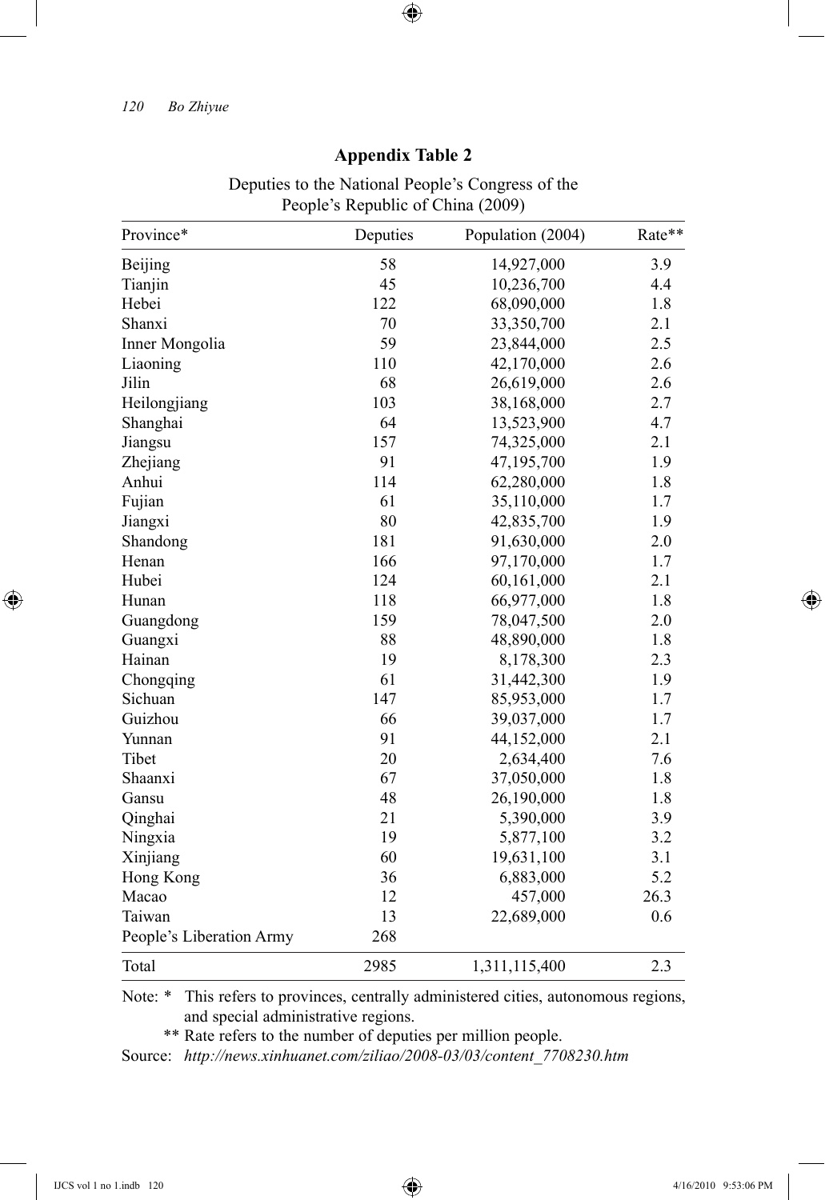## Appendix Table 2

Deputies to the National People's Congress of the People's Republic of China (2009)

| Province* | Deputies | Population (2004) | Rate** |
|---|---|---|---|
| Beijing | 58 | 14,927,000 | 3.9 |
| Tianjin | 45 | 10,236,700 | 4.4 |
| Hebei | 122 | 68,090,000 | 1.8 |
| Shanxi | 70 | 33,350,700 | 2.1 |
| Inner Mongolia | 59 | 23,844,000 | 2.5 |
| Liaoning | 110 | 42,170,000 | 2.6 |
| Jilin | 68 | 26,619,000 | 2.6 |
| Heilongjiang | 103 | 38,168,000 | 2.7 |
| Shanghai | 64 | 13,523,900 | 4.7 |
| Jiangsu | 157 | 74,325,000 | 2.1 |
| Zhejiang | 91 | 47,195,700 | 1.9 |
| Anhui | 114 | 62,280,000 | 1.8 |
| Fujian | 61 | 35,110,000 | 1.7 |
| Jiangxi | 80 | 42,835,700 | 1.9 |
| Shandong | 181 | 91,630,000 | 2.0 |
| Henan | 166 | 97,170,000 | 1.7 |
| Hubei | 124 | 60,161,000 | 2.1 |
| Hunan | 118 | 66,977,000 | 1.8 |
| Guangdong | 159 | 78,047,500 | 2.0 |
| Guangxi | 88 | 48,890,000 | 1.8 |
| Hainan | 19 | 8,178,300 | 2.3 |
| Chongqing | 61 | 31,442,300 | 1.9 |
| Sichuan | 147 | 85,953,000 | 1.7 |
| Guizhou | 66 | 39,037,000 | 1.7 |
| Yunnan | 91 | 44,152,000 | 2.1 |
| Tibet | 20 | 2,634,400 | 7.6 |
| Shaanxi | 67 | 37,050,000 | 1.8 |
| Gansu | 48 | 26,190,000 | 1.8 |
| Qinghai | 21 | 5,390,000 | 3.9 |
| Ningxia | 19 | 5,877,100 | 3.2 |
| Xinjiang | 60 | 19,631,100 | 3.1 |
| Hong Kong | 36 | 6,883,000 | 5.2 |
| Macao | 12 | 457,000 | 26.3 |
| Taiwan | 13 | 22,689,000 | 0.6 |
| People's Liberation Army | 268 | | |
| Total | 2985 | 1,311,115,400 | 2.3 |

Note: * This refers to provinces, centrally administered cities, autonomous regions, and special administrative regions.

** Rate refers to the number of deputies per million people.

Source: *http://news.xinhuanet.com/ziliao/2008-03/03/content_7708230.htm*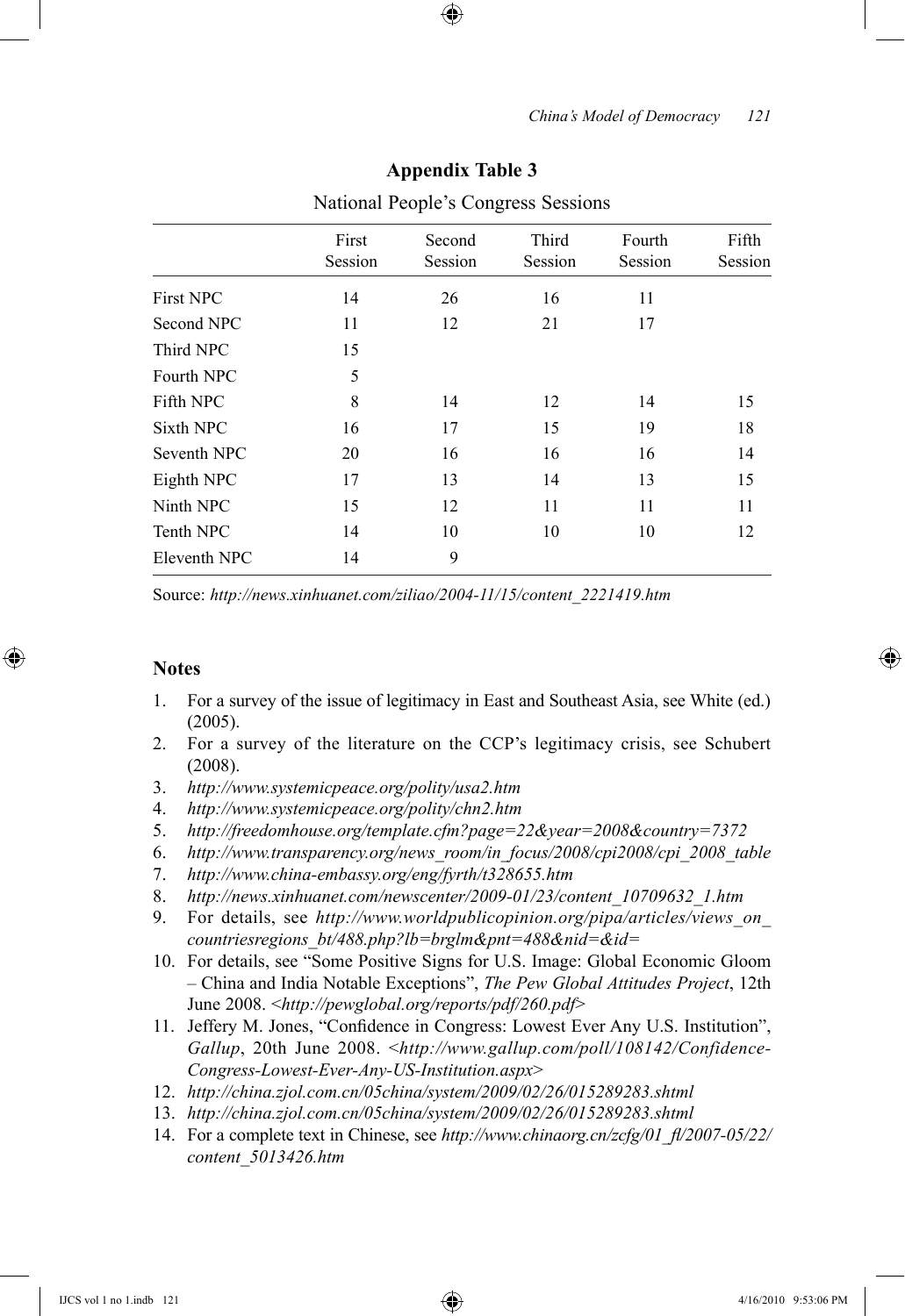## Appendix Table 3

National People's Congress Sessions

| | First Session | Second Session | Third Session | Fourth Session | Fifth Session |
|---|---|---|---|---|---|
| First NPC | 14 | 26 | 16 | 11 | |
| Second NPC | 11 | 12 | 21 | 17 | |
| Third NPC | 15 | | | | |
| Fourth NPC | 5 | | | | |
| Fifth NPC | 8 | 14 | 12 | 14 | 15 |
| Sixth NPC | 16 | 17 | 15 | 19 | 18 |
| Seventh NPC | 20 | 16 | 16 | 16 | 14 |
| Eighth NPC | 17 | 13 | 14 | 13 | 15 |
| Ninth NPC | 15 | 12 | 11 | 11 | 11 |
| Tenth NPC | 14 | 10 | 10 | 10 | 12 |
| Eleventh NPC | 14 | 9 | | | |

Source: *http://news.xinhuanet.com/ziliao/2004-11/15/content_2221419.htm*

### Notes

1. For a survey of the issue of legitimacy in East and Southeast Asia, see White (ed.) (2005).
2. For a survey of the literature on the CCP's legitimacy crisis, see Schubert (2008).
3. *http://www.systemicpeace.org/polity/usa2.htm*
4. *http://www.systemicpeace.org/polity/chn2.htm*
5. *http://freedomhouse.org/template.cfm?page=22&year=2008&country=7372*
6. *http://www.transparency.org/news_room/in_focus/2008/cpi2008/cpi_2008_table*
7. *http://www.china-embassy.org/eng/fyrth/t328655.htm*
8. *http://news.xinhuanet.com/newscenter/2009-01/23/content_10709632_1.htm*
9. For details, see *http://www.worldpublicopinion.org/pipa/articles/views_on_countriesregions_bt/488.php?lb=brglm&pnt=488&nid=&id=*
10. For details, see "Some Positive Signs for U.S. Image: Global Economic Gloom – China and India Notable Exceptions", *The Pew Global Attitudes Project*, 12th June 2008. <*http://pewglobal.org/reports/pdf/260.pdf*>
11. Jeffery M. Jones, "Confidence in Congress: Lowest Ever Any U.S. Institution", *Gallup*, 20th June 2008. <*http://www.gallup.com/poll/108142/Confidence-Congress-Lowest-Ever-Any-US-Institution.aspx*>
12. *http://china.zjol.com.cn/05china/system/2009/02/26/015289283.shtml*
13. *http://china.zjol.com.cn/05china/system/2009/02/26/015289283.shtml*
14. For a complete text in Chinese, see *http://www.chinaorg.cn/zcfg/01_fl/2007-05/22/content_5013426.htm*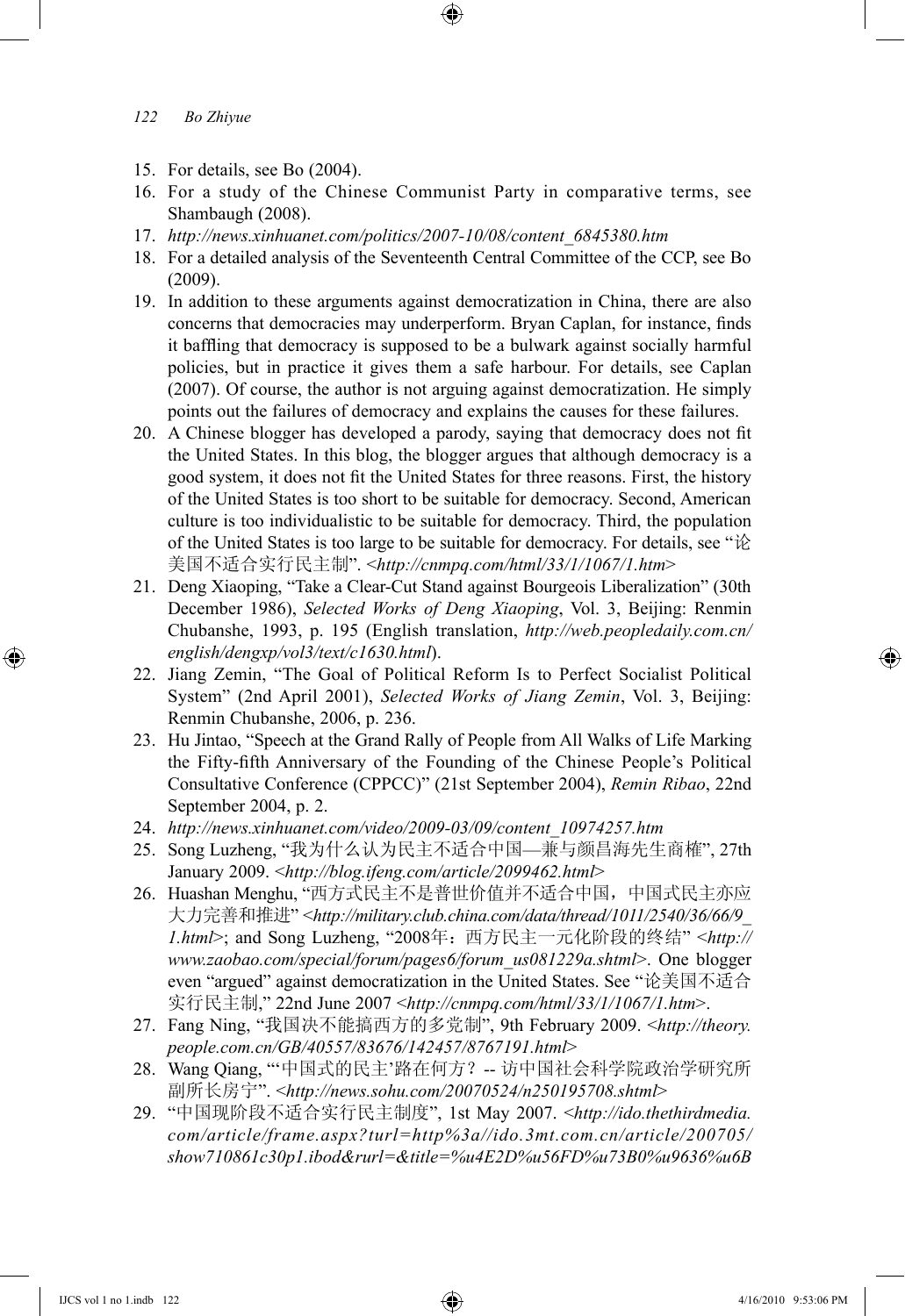15. For details, see Bo (2004).
16. For a study of the Chinese Communist Party in comparative terms, see Shambaugh (2008).
17. *http://news.xinhuanet.com/politics/2007-10/08/content_6845380.htm*
18. For a detailed analysis of the Seventeenth Central Committee of the CCP, see Bo (2009).
19. In addition to these arguments against democratization in China, there are also concerns that democracies may underperform. Bryan Caplan, for instance, finds it baffling that democracy is supposed to be a bulwark against socially harmful policies, but in practice it gives them a safe harbour. For details, see Caplan (2007). Of course, the author is not arguing against democratization. He simply points out the failures of democracy and explains the causes for these failures.
20. A Chinese blogger has developed a parody, saying that democracy does not fit the United States. In this blog, the blogger argues that although democracy is a good system, it does not fit the United States for three reasons. First, the history of the United States is too short to be suitable for democracy. Second, American culture is too individualistic to be suitable for democracy. Third, the population of the United States is too large to be suitable for democracy. For details, see "论美国不适合实行民主制". <*http://cnmpq.com/html/33/1/1067/1.htm*>
21. Deng Xiaoping, "Take a Clear-Cut Stand against Bourgeois Liberalization" (30th December 1986), *Selected Works of Deng Xiaoping*, Vol. 3, Beijing: Renmin Chubanshe, 1993, p. 195 (English translation, *http://web.peopledaily.com.cn/english/dengxp/vol3/text/c1630.html*).
22. Jiang Zemin, "The Goal of Political Reform Is to Perfect Socialist Political System" (2nd April 2001), *Selected Works of Jiang Zemin*, Vol. 3, Beijing: Renmin Chubanshe, 2006, p. 236.
23. Hu Jintao, "Speech at the Grand Rally of People from All Walks of Life Marking the Fifty-fifth Anniversary of the Founding of the Chinese People's Political Consultative Conference (CPPCC)" (21st September 2004), *Remin Ribao*, 22nd September 2004, p. 2.
24. *http://news.xinhuanet.com/video/2009-03/09/content_10974257.htm*
25. Song Luzheng, "我为什么认为民主不适合中国—兼与颜昌海先生商榷", 27th January 2009. <*http://blog.ifeng.com/article/2099462.html*>
26. Huashan Menghu, "西方式民主不是普世价值并不适合中国，中国式民主亦应大力完善和推进" <*http://military.club.china.com/data/thread/1011/2540/36/66/9_1.html*>; and Song Luzheng, "2008年：西方民主一元化阶段的终结" <*http://www.zaobao.com/special/forum/pages6/forum_us081229a.shtml*>. One blogger even "argued" against democratization in the United States. See "论美国不适合实行民主制," 22nd June 2007 <*http://cnmpq.com/html/33/1/1067/1.htm*>.
27. Fang Ning, "我国决不能搞西方的多党制", 9th February 2009. <*http://theory.people.com.cn/GB/40557/83676/142457/8767191.html*>
28. Wang Qiang, "'中国式的民主'路在何方？-- 访中国社会科学院政治学研究所副所长房宁". <*http://news.sohu.com/20070524/n250195708.shtml*>
29. "中国现阶段不适合实行民主制度", 1st May 2007. <*http://ido.thethirdmedia.com/article/frame.aspx?turl=http%3a//ido.3mt.com.cn/article/200705/show710861c30p1.ibod&rurl=&title=%u4E2D%u56FD%u73B0%u9636%u6B*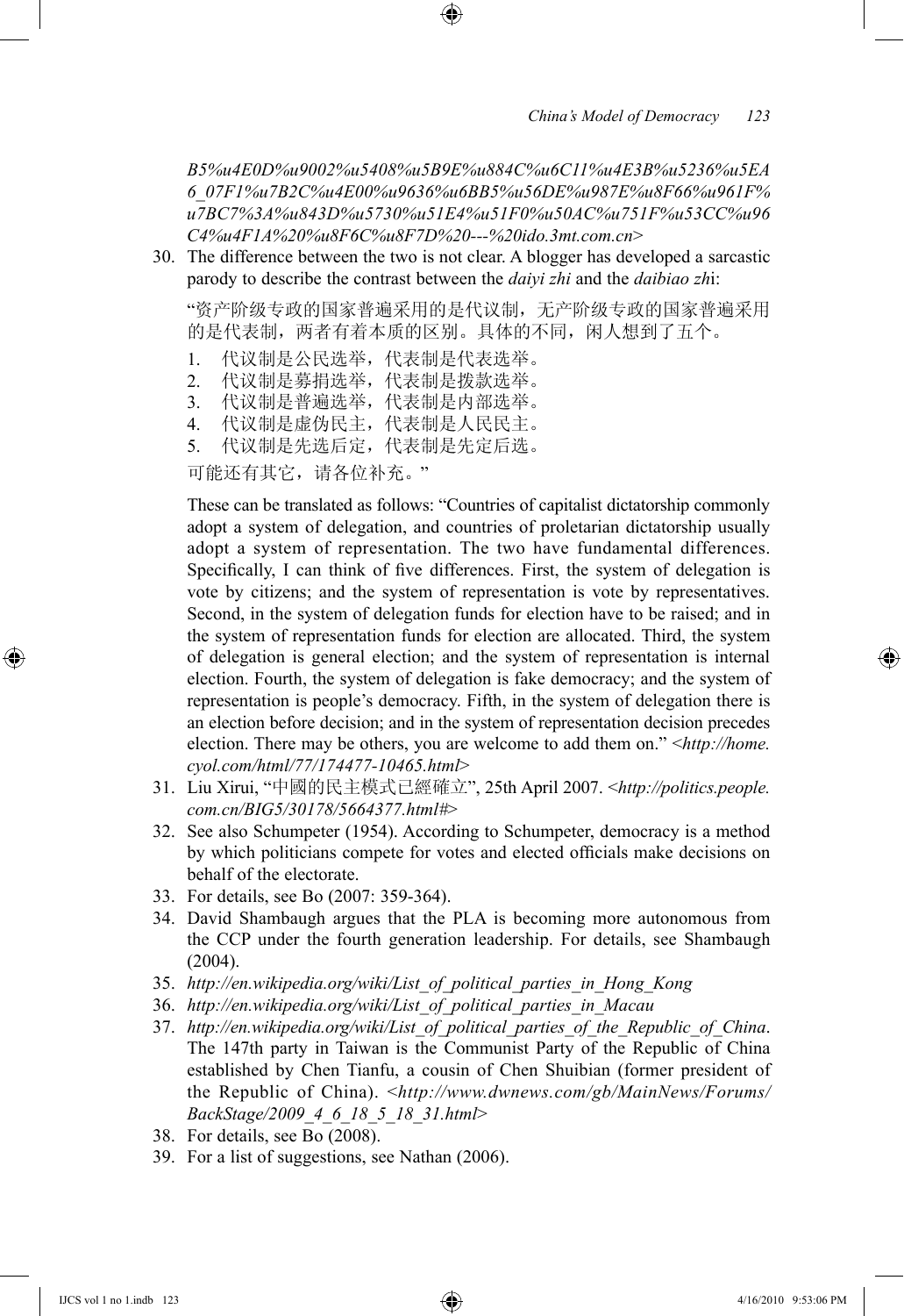*B5%u4E0D%u9002%u5408%u5B9E%u884C%u6C11%u4E3B%u5236%u5EA6_07F1%u7B2C%u4E00%u9636%u6BB5%u56DE%u987E%u8F66%u961F%u7BC7%3A%u843D%u5730%u51E4%u51F0%u50AC%u751F%u53CC%u96C4%u4F1A%20%u8F6C%u8F7D%20---%20ido.3mt.com.cn>*

30. The difference between the two is not clear. A blogger has developed a sarcastic parody to describe the contrast between the *daiyi zhi* and the *daibiao zhi*:

   "资产阶级专政的国家普遍采用的是代议制，无产阶级专政的国家普遍采用的是代表制，两者有着本质的区别。具体的不同，闲人想到了五个。

   1. 代议制是公民选举，代表制是代表选举。
   2. 代议制是募捐选举，代表制是拨款选举。
   3. 代议制是普遍选举，代表制是内部选举。
   4. 代议制是虚伪民主，代表制是人民民主。
   5. 代议制是先选后定，代表制是先定后选。

   可能还有其它，请各位补充。"

   These can be translated as follows: "Countries of capitalist dictatorship commonly adopt a system of delegation, and countries of proletarian dictatorship usually adopt a system of representation. The two have fundamental differences. Specifically, I can think of five differences. First, the system of delegation is vote by citizens; and the system of representation is vote by representatives. Second, in the system of delegation funds for election have to be raised; and in the system of representation funds for election are allocated. Third, the system of delegation is general election; and the system of representation is internal election. Fourth, the system of delegation is fake democracy; and the system of representation is people's democracy. Fifth, in the system of delegation there is an election before decision; and in the system of representation decision precedes election. There may be others, you are welcome to add them on." *<http://home.cyol.com/html/77/174477-10465.html>*

31. Liu Xirui, "中國的民主模式已經確立", 25th April 2007. *<http://politics.people.com.cn/BIG5/30178/5664377.html#>*
32. See also Schumpeter (1954). According to Schumpeter, democracy is a method by which politicians compete for votes and elected officials make decisions on behalf of the electorate.
33. For details, see Bo (2007: 359-364).
34. David Shambaugh argues that the PLA is becoming more autonomous from the CCP under the fourth generation leadership. For details, see Shambaugh (2004).
35. *http://en.wikipedia.org/wiki/List_of_political_parties_in_Hong_Kong*
36. *http://en.wikipedia.org/wiki/List_of_political_parties_in_Macau*
37. *http://en.wikipedia.org/wiki/List_of_political_parties_of_the_Republic_of_China*. The 147th party in Taiwan is the Communist Party of the Republic of China established by Chen Tianfu, a cousin of Chen Shuibian (former president of the Republic of China). *<http://www.dwnews.com/gb/MainNews/Forums/BackStage/2009_4_6_18_5_18_31.html>*
38. For details, see Bo (2008).
39. For a list of suggestions, see Nathan (2006).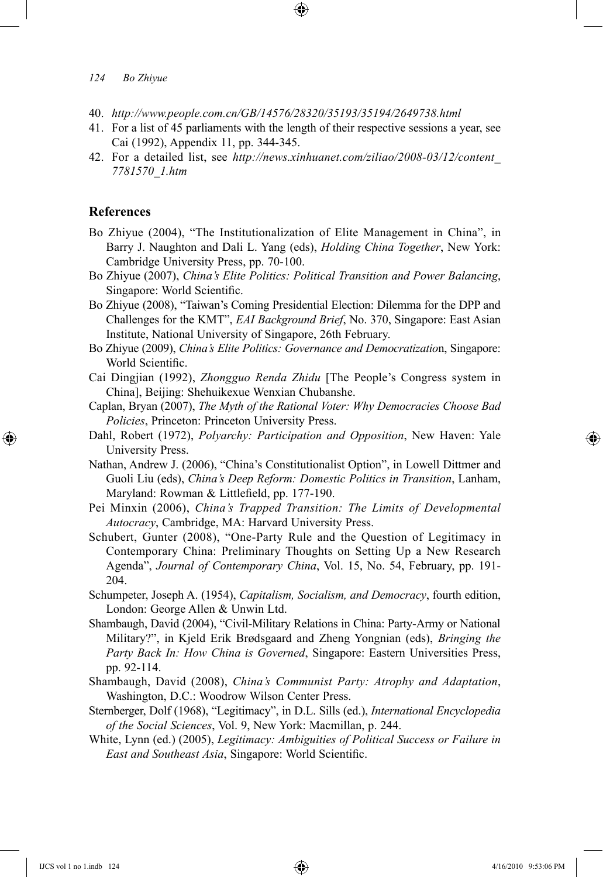40. *http://www.people.com.cn/GB/14576/28320/35193/35194/2649738.html*
41. For a list of 45 parliaments with the length of their respective sessions a year, see Cai (1992), Appendix 11, pp. 344-345.
42. For a detailed list, see *http://news.xinhuanet.com/ziliao/2008-03/12/content_7781570_1.htm*

## References

Bo Zhiyue (2004), "The Institutionalization of Elite Management in China", in Barry J. Naughton and Dali L. Yang (eds), *Holding China Together*, New York: Cambridge University Press, pp. 70-100.

Bo Zhiyue (2007), *China's Elite Politics: Political Transition and Power Balancing*, Singapore: World Scientific.

Bo Zhiyue (2008), "Taiwan's Coming Presidential Election: Dilemma for the DPP and Challenges for the KMT", *EAI Background Brief*, No. 370, Singapore: East Asian Institute, National University of Singapore, 26th February.

Bo Zhiyue (2009), *China's Elite Politics: Governance and Democratization*, Singapore: World Scientific.

Cai Dingjian (1992), *Zhongguo Renda Zhidu* [The People's Congress system in China], Beijing: Shehuikexue Wenxian Chubanshe.

Caplan, Bryan (2007), *The Myth of the Rational Voter: Why Democracies Choose Bad Policies*, Princeton: Princeton University Press.

Dahl, Robert (1972), *Polyarchy: Participation and Opposition*, New Haven: Yale University Press.

Nathan, Andrew J. (2006), "China's Constitutionalist Option", in Lowell Dittmer and Guoli Liu (eds), *China's Deep Reform: Domestic Politics in Transition*, Lanham, Maryland: Rowman & Littlefield, pp. 177-190.

Pei Minxin (2006), *China's Trapped Transition: The Limits of Developmental Autocracy*, Cambridge, MA: Harvard University Press.

Schubert, Gunter (2008), "One-Party Rule and the Question of Legitimacy in Contemporary China: Preliminary Thoughts on Setting Up a New Research Agenda", *Journal of Contemporary China*, Vol. 15, No. 54, February, pp. 191-204.

Schumpeter, Joseph A. (1954), *Capitalism, Socialism, and Democracy*, fourth edition, London: George Allen & Unwin Ltd.

Shambaugh, David (2004), "Civil-Military Relations in China: Party-Army or National Military?", in Kjeld Erik Brødsgaard and Zheng Yongnian (eds), *Bringing the Party Back In: How China is Governed*, Singapore: Eastern Universities Press, pp. 92-114.

Shambaugh, David (2008), *China's Communist Party: Atrophy and Adaptation*, Washington, D.C.: Woodrow Wilson Center Press.

Sternberger, Dolf (1968), "Legitimacy", in D.L. Sills (ed.), *International Encyclopedia of the Social Sciences*, Vol. 9, New York: Macmillan, p. 244.

White, Lynn (ed.) (2005), *Legitimacy: Ambiguities of Political Success or Failure in East and Southeast Asia*, Singapore: World Scientific.